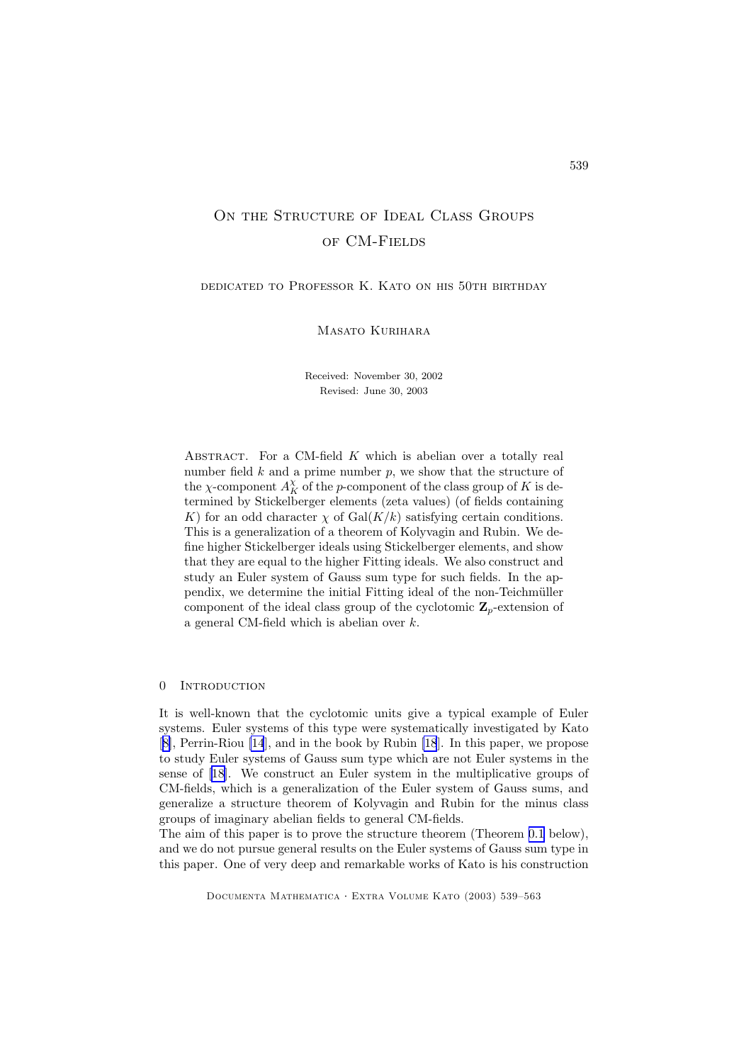# On the Structure of Ideal Class Groups of CM-Fields

dedicated to Professor K. Kato on his 50th birthday

Masato Kurihara

Received: November 30, 2002
Revised: June 30, 2003

Abstract. For a CM-field $K$ which is abelian over a totally real number field $k$ and a prime number $p$, we show that the structure of the $\chi$-component $A_K^\chi$ of the $p$-component of the class group of $K$ is determined by Stickelberger elements (zeta values) (of fields containing $K$) for an odd character $\chi$ of $\mathrm{Gal}(K/k)$ satisfying certain conditions. This is a generalization of a theorem of Kolyvagin and Rubin. We define higher Stickelberger ideals using Stickelberger elements, and show that they are equal to the higher Fitting ideals. We also construct and study an Euler system of Gauss sum type for such fields. In the appendix, we determine the initial Fitting ideal of the non-Teichmüller component of the ideal class group of the cyclotomic $\mathbf{Z}_p$-extension of a general CM-field which is abelian over $k$.

## 0 Introduction

It is well-known that the cyclotomic units give a typical example of Euler systems. Euler systems of this type were systematically investigated by Kato [8], Perrin-Riou [14], and in the book by Rubin [18]. In this paper, we propose to study Euler systems of Gauss sum type which are not Euler systems in the sense of [18]. We construct an Euler system in the multiplicative groups of CM-fields, which is a generalization of the Euler system of Gauss sums, and generalize a structure theorem of Kolyvagin and Rubin for the minus class groups of imaginary abelian fields to general CM-fields.

The aim of this paper is to prove the structure theorem (Theorem 0.1 below), and we do not pursue general results on the Euler systems of Gauss sum type in this paper. One of very deep and remarkable works of Kato is his construction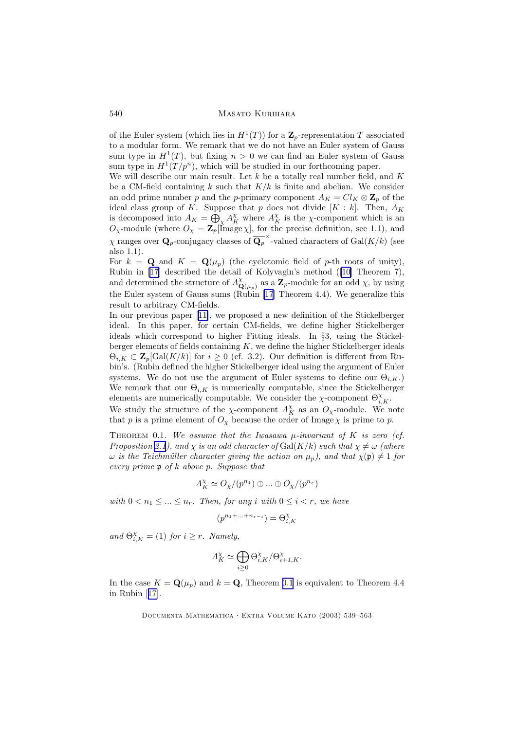of the Euler system (which lies in $H^1(T)$) for a $\mathbf{Z}_p$-representation $T$ associated to a modular form. We remark that we do not have an Euler system of Gauss sum type in $H^1(T)$, but fixing $n > 0$ we can find an Euler system of Gauss sum type in $H^1(T/p^n)$, which will be studied in our forthcoming paper.

We will describe our main result. Let $k$ be a totally real number field, and $K$ be a CM-field containing $k$ such that $K/k$ is finite and abelian. We consider an odd prime number $p$ and the $p$-primary component $A_K = Cl_K \otimes \mathbf{Z}_p$ of the ideal class group of $K$. Suppose that $p$ does not divide $[K : k]$. Then, $A_K$ is decomposed into $A_K = \bigoplus_\chi A_K^\chi$ where $A_K^\chi$ is the $\chi$-component which is an $O_\chi$-module (where $O_\chi = \mathbf{Z}_p[\mathrm{Image}\,\chi]$, for the precise definition, see 1.1), and $\chi$ ranges over $\mathbf{Q}_p$-conjugacy classes of $\overline{\mathbf{Q}_p}^\times$-valued characters of $\mathrm{Gal}(K/k)$ (see also 1.1).

For $k = \mathbf{Q}$ and $K = \mathbf{Q}(\mu_p)$ (the cyclotomic field of $p$-th roots of unity), Rubin in [17] described the detail of Kolyvagin's method ([10] Theorem 7), and determined the structure of $A^\chi_{\mathbf{Q}(\mu_p)}$ as a $\mathbf{Z}_p$-module for an odd $\chi$, by using the Euler system of Gauss sums (Rubin [17] Theorem 4.4). We generalize this result to arbitrary CM-fields.

In our previous paper [11], we proposed a new definition of the Stickelberger ideal. In this paper, for certain CM-fields, we define higher Stickelberger ideals which correspond to higher Fitting ideals. In §3, using the Stickelberger elements of fields containing $K$, we define the higher Stickelberger ideals $\Theta_{i,K} \subset \mathbf{Z}_p[\mathrm{Gal}(K/k)]$ for $i \geq 0$ (cf. 3.2). Our definition is different from Rubin's. (Rubin defined the higher Stickelberger ideal using the argument of Euler systems. We do not use the argument of Euler systems to define our $\Theta_{i,K}$.) We remark that our $\Theta_{i,K}$ is numerically computable, since the Stickelberger elements are numerically computable. We consider the $\chi$-component $\Theta^\chi_{i,K}$.

We study the structure of the $\chi$-component $A_K^\chi$ as an $O_\chi$-module. We note that $p$ is a prime element of $O_\chi$ because the order of $\mathrm{Image}\,\chi$ is prime to $p$.

Theorem 0.1. *We assume that the Iwasawa $\mu$-invariant of $K$ is zero (cf. Proposition 2.1), and $\chi$ is an odd character of $\mathrm{Gal}(K/k)$ such that $\chi \neq \omega$ (where $\omega$ is the Teichmüller character giving the action on $\mu_p$), and that $\chi(\mathfrak{p}) \neq 1$ for every prime $\mathfrak{p}$ of $k$ above $p$. Suppose that*

$$A_K^\chi \simeq O_\chi/(p^{n_1}) \oplus \ldots \oplus O_\chi/(p^{n_r})$$

*with $0 < n_1 \leq \ldots \leq n_r$. Then, for any $i$ with $0 \leq i < r$, we have*

$$(p^{n_1 + \ldots + n_{r-i}}) = \Theta^\chi_{i,K}$$

*and $\Theta^\chi_{i,K} = (1)$ for $i \geq r$. Namely,*

$$A_K^\chi \simeq \bigoplus_{i \geq 0} \Theta^\chi_{i,K}/\Theta^\chi_{i+1,K}.$$

In the case $K = \mathbf{Q}(\mu_p)$ and $k = \mathbf{Q}$, Theorem 0.1 is equivalent to Theorem 4.4 in Rubin [17].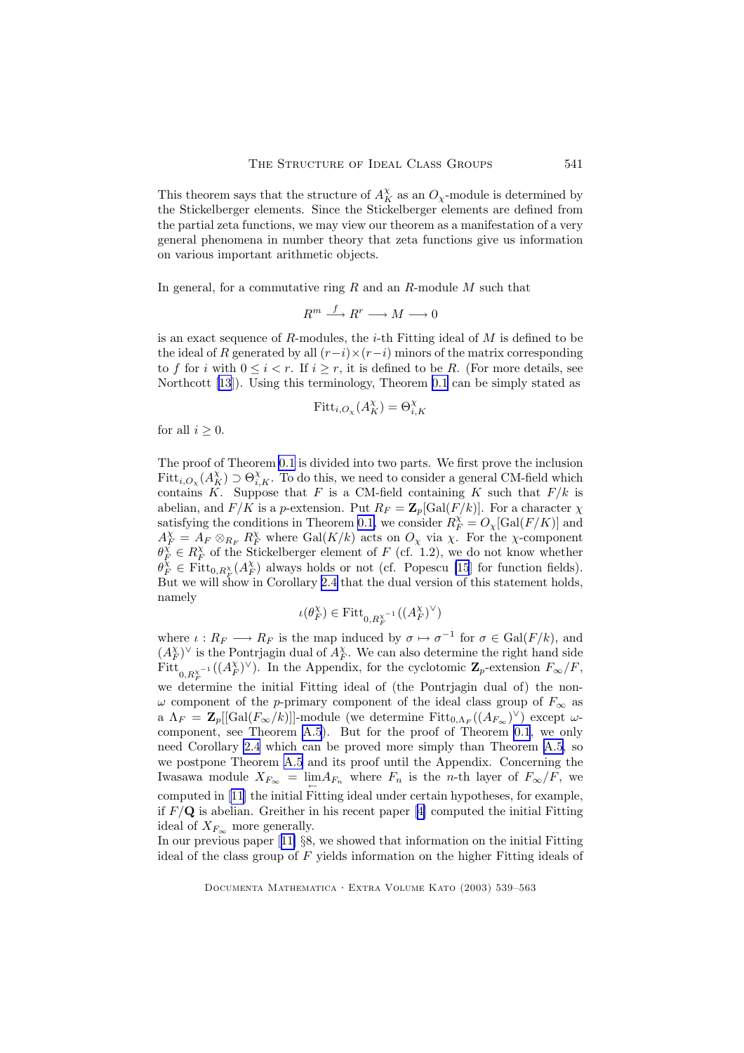This theorem says that the structure of $A_K^\chi$ as an $O_\chi$-module is determined by the Stickelberger elements. Since the Stickelberger elements are defined from the partial zeta functions, we may view our theorem as a manifestation of a very general phenomena in number theory that zeta functions give us information on various important arithmetic objects.

In general, for a commutative ring $R$ and an $R$-module $M$ such that

$$R^m \xrightarrow{f} R^r \longrightarrow M \longrightarrow 0$$

is an exact sequence of $R$-modules, the $i$-th Fitting ideal of $M$ is defined to be the ideal of $R$ generated by all $(r-i)\times(r-i)$ minors of the matrix corresponding to $f$ for $i$ with $0 \leq i < r$. If $i \geq r$, it is defined to be $R$. (For more details, see Northcott [13]). Using this terminology, Theorem 0.1 can be simply stated as

$$\mathrm{Fitt}_{i,O_\chi}(A_K^\chi) = \Theta_{i,K}^\chi$$

for all $i \geq 0$.

The proof of Theorem 0.1 is divided into two parts. We first prove the inclusion $\mathrm{Fitt}_{i,O_\chi}(A_K^\chi) \supset \Theta_{i,K}^\chi$. To do this, we need to consider a general CM-field which contains $K$. Suppose that $F$ is a CM-field containing $K$ such that $F/k$ is abelian, and $F/K$ is a $p$-extension. Put $R_F = \mathbf{Z}_p[\mathrm{Gal}(F/k)]$. For a character $\chi$ satisfying the conditions in Theorem 0.1, we consider $R_F^\chi = O_\chi[\mathrm{Gal}(F/K)]$ and $A_F^\chi = A_F \otimes_{R_F} R_F^\chi$ where $\mathrm{Gal}(K/k)$ acts on $O_\chi$ via $\chi$. For the $\chi$-component $\theta_F^\chi \in R_F^\chi$ of the Stickelberger element of $F$ (cf. 1.2), we do not know whether $\theta_F^\chi \in \mathrm{Fitt}_{0,R_F^\chi}(A_F^\chi)$ always holds or not (cf. Popescu [15] for function fields). But we will show in Corollary 2.4 that the dual version of this statement holds, namely

$$\iota(\theta_F^\chi) \in \mathrm{Fitt}_{0,R_F^{\chi^{-1}}}((A_F^\chi)^\vee)$$

where $\iota : R_F \longrightarrow R_F$ is the map induced by $\sigma \mapsto \sigma^{-1}$ for $\sigma \in \mathrm{Gal}(F/k)$, and $(A_F^\chi)^\vee$ is the Pontrjagin dual of $A_F^\chi$. We can also determine the right hand side $\mathrm{Fitt}_{0,R_F^{\chi^{-1}}}((A_F^\chi)^\vee)$. In the Appendix, for the cyclotomic $\mathbf{Z}_p$-extension $F_\infty/F$, we determine the initial Fitting ideal of (the Pontrjagin dual of) the non-$\omega$ component of the $p$-primary component of the ideal class group of $F_\infty$ as a $\Lambda_F = \mathbf{Z}_p[[\mathrm{Gal}(F_\infty/k)]]$-module (we determine $\mathrm{Fitt}_{0,\Lambda_F}((A_{F_\infty})^\vee)$ except $\omega$-component, see Theorem A.5). But for the proof of Theorem 0.1, we only need Corollary 2.4 which can be proved more simply than Theorem A.5, so we postpone Theorem A.5 and its proof until the Appendix. Concerning the Iwasawa module $X_{F_\infty} = \varprojlim A_{F_n}$ where $F_n$ is the $n$-th layer of $F_\infty/F$, we computed in [11] the initial Fitting ideal under certain hypotheses, for example, if $F/\mathbf{Q}$ is abelian. Greither in his recent paper [4] computed the initial Fitting ideal of $X_{F_\infty}$ more generally.

In our previous paper [11] §8, we showed that information on the initial Fitting ideal of the class group of $F$ yields information on the higher Fitting ideals of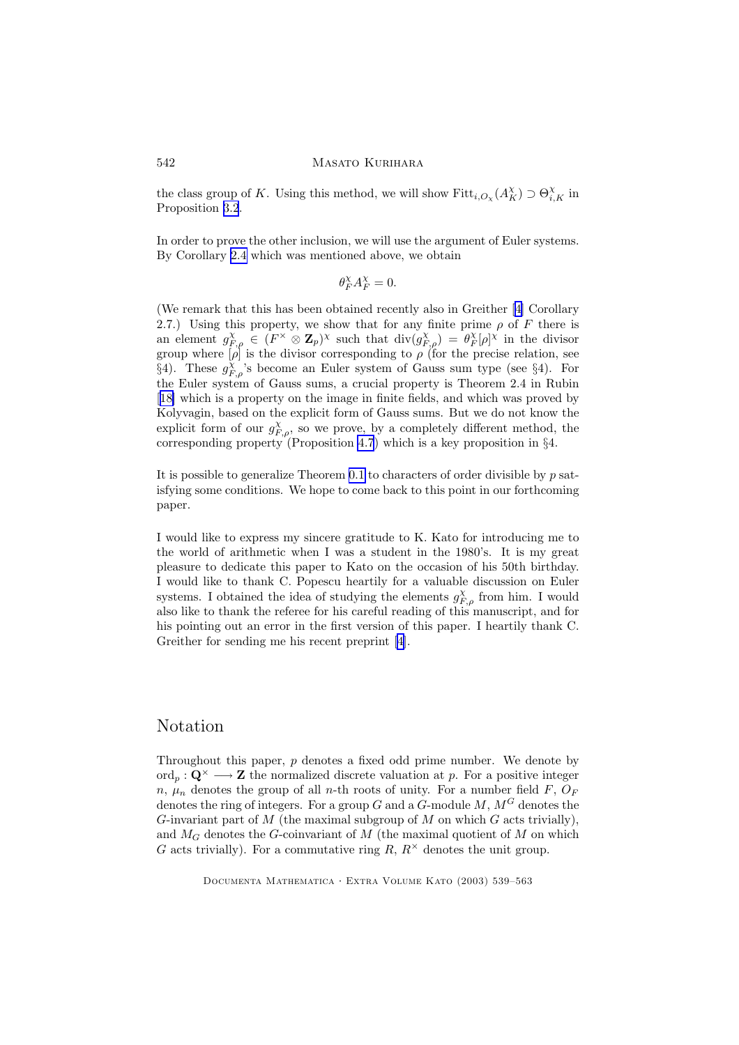the class group of $K$. Using this method, we will show $\mathrm{Fitt}_{i,O_\chi}(A_K^\chi) \supset \Theta_{i,K}^\chi$ in Proposition 3.2.

In order to prove the other inclusion, we will use the argument of Euler systems. By Corollary 2.4 which was mentioned above, we obtain

$$\theta_F^\chi A_F^\chi = 0.$$

(We remark that this has been obtained recently also in Greither [4] Corollary 2.7.) Using this property, we show that for any finite prime $\rho$ of $F$ there is an element $g_{F,\rho}^\chi \in (F^\times \otimes \mathbf{Z}_p)^\chi$ such that $\mathrm{div}(g_{F,\rho}^\chi) = \theta_F^\chi[\rho]^\chi$ in the divisor group where $[\rho]$ is the divisor corresponding to $\rho$ (for the precise relation, see §4). These $g_{F,\rho}^\chi$'s become an Euler system of Gauss sum type (see §4). For the Euler system of Gauss sums, a crucial property is Theorem 2.4 in Rubin [18] which is a property on the image in finite fields, and which was proved by Kolyvagin, based on the explicit form of Gauss sums. But we do not know the explicit form of our $g_{F,\rho}^\chi$, so we prove, by a completely different method, the corresponding property (Proposition 4.7) which is a key proposition in §4.

It is possible to generalize Theorem 0.1 to characters of order divisible by $p$ satisfying some conditions. We hope to come back to this point in our forthcoming paper.

I would like to express my sincere gratitude to K. Kato for introducing me to the world of arithmetic when I was a student in the 1980's. It is my great pleasure to dedicate this paper to Kato on the occasion of his 50th birthday. I would like to thank C. Popescu heartily for a valuable discussion on Euler systems. I obtained the idea of studying the elements $g_{F,\rho}^\chi$ from him. I would also like to thank the referee for his careful reading of this manuscript, and for his pointing out an error in the first version of this paper. I heartily thank C. Greither for sending me his recent preprint [4].

## Notation

Throughout this paper, $p$ denotes a fixed odd prime number. We denote by $\mathrm{ord}_p : \mathbf{Q}^\times \longrightarrow \mathbf{Z}$ the normalized discrete valuation at $p$. For a positive integer $n$, $\mu_n$ denotes the group of all $n$-th roots of unity. For a number field $F$, $O_F$ denotes the ring of integers. For a group $G$ and a $G$-module $M$, $M^G$ denotes the $G$-invariant part of $M$ (the maximal subgroup of $M$ on which $G$ acts trivially), and $M_G$ denotes the $G$-coinvariant of $M$ (the maximal quotient of $M$ on which $G$ acts trivially). For a commutative ring $R$, $R^\times$ denotes the unit group.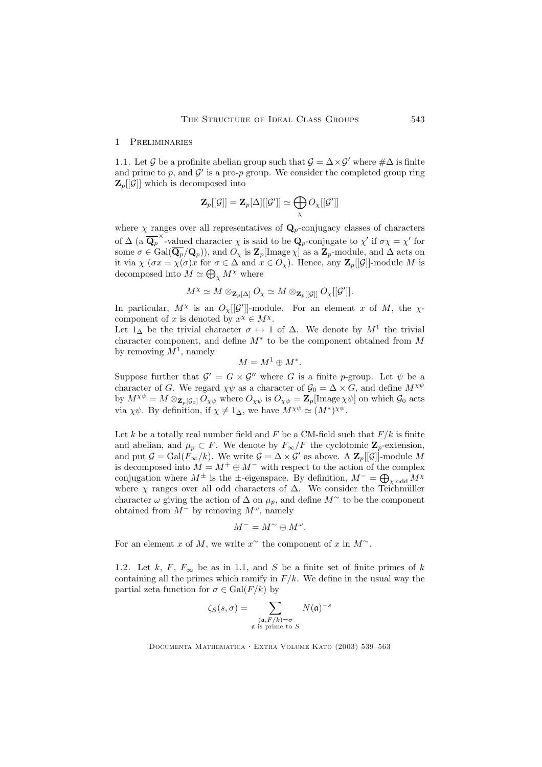## 1 Preliminaries

1.1. Let $\mathcal{G}$ be a profinite abelian group such that $\mathcal{G} = \Delta \times \mathcal{G}'$ where $\#\Delta$ is finite and prime to $p$, and $\mathcal{G}'$ is a pro-$p$ group. We consider the completed group ring $\mathbf{Z}_p[[\mathcal{G}]]$ which is decomposed into

$$\mathbf{Z}_p[[\mathcal{G}]] = \mathbf{Z}_p[\Delta][[\mathcal{G}']] \simeq \bigoplus_{\chi} O_\chi[[\mathcal{G}']]$$

where $\chi$ ranges over all representatives of $\mathbf{Q}_p$-conjugacy classes of characters of $\Delta$ (a $\overline{\mathbf{Q}_p}^\times$-valued character $\chi$ is said to be $\mathbf{Q}_p$-conjugate to $\chi'$ if $\sigma\chi = \chi'$ for some $\sigma \in \mathrm{Gal}(\overline{\mathbf{Q}_p}/\mathbf{Q}_p)$), and $O_\chi$ is $\mathbf{Z}_p[\mathrm{Image}\,\chi]$ as a $\mathbf{Z}_p$-module, and $\Delta$ acts on it via $\chi$ ($\sigma x = \chi(\sigma)x$ for $\sigma \in \Delta$ and $x \in O_\chi$). Hence, any $\mathbf{Z}_p[[\mathcal{G}]]$-module $M$ is decomposed into $M \simeq \bigoplus_\chi M^\chi$ where

$$M^\chi \simeq M \otimes_{\mathbf{Z}_p[\Delta]} O_\chi \simeq M \otimes_{\mathbf{Z}_p[[\mathcal{G}]]} O_\chi[[\mathcal{G}']].$$

In particular, $M^\chi$ is an $O_\chi[[\mathcal{G}']]$-module. For an element $x$ of $M$, the $\chi$-component of $x$ is denoted by $x^\chi \in M^\chi$.

Let $1_\Delta$ be the trivial character $\sigma \mapsto 1$ of $\Delta$. We denote by $M^1$ the trivial character component, and define $M^*$ to be the component obtained from $M$ by removing $M^1$, namely

$$M = M^1 \oplus M^*.$$

Suppose further that $\mathcal{G}' = G \times \mathcal{G}''$ where $G$ is a finite $p$-group. Let $\psi$ be a character of $G$. We regard $\chi\psi$ as a character of $\mathcal{G}_0 = \Delta \times G$, and define $M^{\chi\psi}$ by $M^{\chi\psi} = M \otimes_{\mathbf{Z}_p[\mathcal{G}_0]} O_{\chi\psi}$ where $O_{\chi\psi}$ is $O_{\chi\psi} = \mathbf{Z}_p[\mathrm{Image}\,\chi\psi]$ on which $\mathcal{G}_0$ acts via $\chi\psi$. By definition, if $\chi \neq 1_\Delta$, we have $M^{\chi\psi} \simeq (M^*)^{\chi\psi}$.

Let $k$ be a totally real number field and $F$ be a CM-field such that $F/k$ is finite and abelian, and $\mu_p \subset F$. We denote by $F_\infty/F$ the cyclotomic $\mathbf{Z}_p$-extension, and put $\mathcal{G} = \mathrm{Gal}(F_\infty/k)$. We write $\mathcal{G} = \Delta \times \mathcal{G}'$ as above. A $\mathbf{Z}_p[[\mathcal{G}]]$-module $M$ is decomposed into $M = M^+ \oplus M^-$ with respect to the action of the complex conjugation where $M^\pm$ is the $\pm$-eigenspace. By definition, $M^- = \bigoplus_{\chi:\mathrm{odd}} M^\chi$ where $\chi$ ranges over all odd characters of $\Delta$. We consider the Teichmüller character $\omega$ giving the action of $\Delta$ on $\mu_p$, and define $M^\sim$ to be the component obtained from $M^-$ by removing $M^\omega$, namely

$$M^- = M^\sim \oplus M^\omega.$$

For an element $x$ of $M$, we write $x^\sim$ the component of $x$ in $M^\sim$.

1.2. Let $k$, $F$, $F_\infty$ be as in 1.1, and $S$ be a finite set of finite primes of $k$ containing all the primes which ramify in $F/k$. We define in the usual way the partial zeta function for $\sigma \in \mathrm{Gal}(F/k)$ by

$$\zeta_S(s,\sigma) = \sum_{\substack{(\mathfrak{a},F/k)=\sigma \\ \mathfrak{a} \text{ is prime to } S}} N(\mathfrak{a})^{-s}$$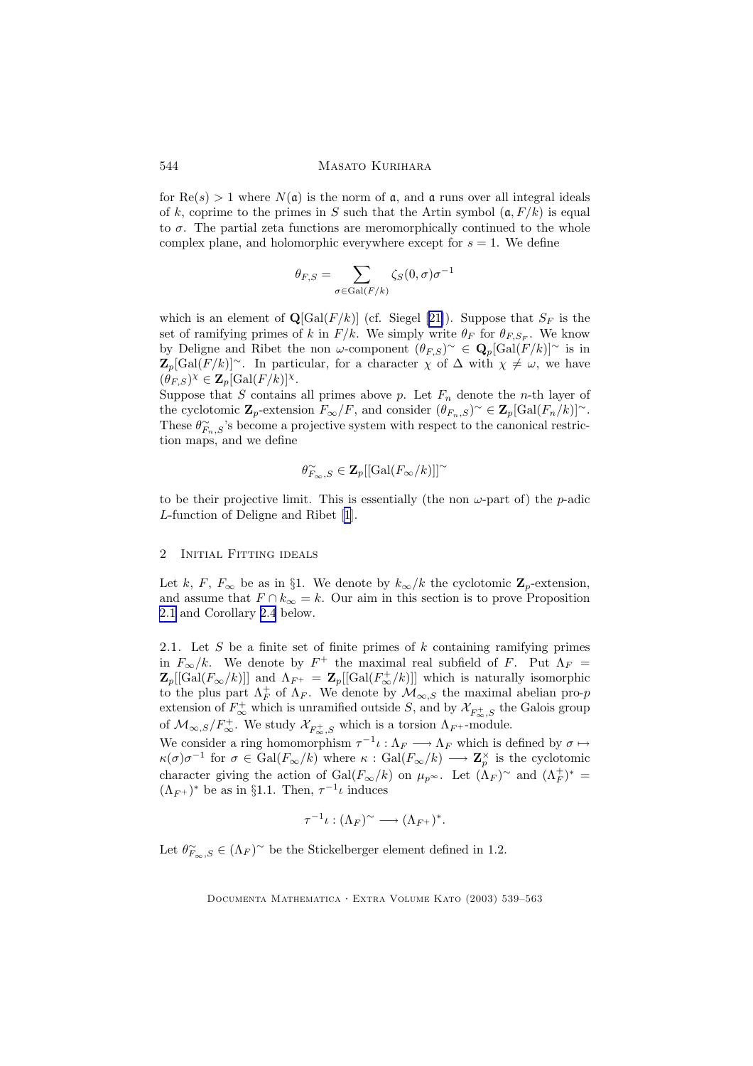for $\mathrm{Re}(s) > 1$ where $N(\mathfrak{a})$ is the norm of $\mathfrak{a}$, and $\mathfrak{a}$ runs over all integral ideals of $k$, coprime to the primes in $S$ such that the Artin symbol $(\mathfrak{a}, F/k)$ is equal to $\sigma$. The partial zeta functions are meromorphically continued to the whole complex plane, and holomorphic everywhere except for $s = 1$. We define

$$\theta_{F,S} = \sum_{\sigma \in \mathrm{Gal}(F/k)} \zeta_S(0, \sigma)\sigma^{-1}$$

which is an element of $\mathbf{Q}[\mathrm{Gal}(F/k)]$ (cf. Siegel [21]). Suppose that $S_F$ is the set of ramifying primes of $k$ in $F/k$. We simply write $\theta_F$ for $\theta_{F,S_F}$. We know by Deligne and Ribet the non $\omega$-component $(\theta_{F,S})^{\sim} \in \mathbf{Q}_p[\mathrm{Gal}(F/k)]^{\sim}$ is in $\mathbf{Z}_p[\mathrm{Gal}(F/k)]^{\sim}$. In particular, for a character $\chi$ of $\Delta$ with $\chi \neq \omega$, we have $(\theta_{F,S})^{\chi} \in \mathbf{Z}_p[\mathrm{Gal}(F/k)]^{\chi}$.

Suppose that $S$ contains all primes above $p$. Let $F_n$ denote the $n$-th layer of the cyclotomic $\mathbf{Z}_p$-extension $F_\infty/F$, and consider $(\theta_{F_n,S})^{\sim} \in \mathbf{Z}_p[\mathrm{Gal}(F_n/k)]^{\sim}$. These $\theta^{\sim}_{F_n,S}$'s become a projective system with respect to the canonical restriction maps, and we define

$$\theta^{\sim}_{F_\infty,S} \in \mathbf{Z}_p[[\mathrm{Gal}(F_\infty/k)]]^{\sim}$$

to be their projective limit. This is essentially (the non $\omega$-part of) the $p$-adic $L$-function of Deligne and Ribet [1].

## 2 Initial Fitting ideals

Let $k$, $F$, $F_\infty$ be as in §1. We denote by $k_\infty/k$ the cyclotomic $\mathbf{Z}_p$-extension, and assume that $F \cap k_\infty = k$. Our aim in this section is to prove Proposition 2.1 and Corollary 2.4 below.

2.1. Let $S$ be a finite set of finite primes of $k$ containing ramifying primes in $F_\infty/k$. We denote by $F^+$ the maximal real subfield of $F$. Put $\Lambda_F = \mathbf{Z}_p[[\mathrm{Gal}(F_\infty/k)]]$ and $\Lambda_{F^+} = \mathbf{Z}_p[[\mathrm{Gal}(F^+_\infty/k)]]$ which is naturally isomorphic to the plus part $\Lambda_F^+$ of $\Lambda_F$. We denote by $\mathcal{M}_{\infty,S}$ the maximal abelian pro-$p$ extension of $F^+_\infty$ which is unramified outside $S$, and by $\mathcal{X}_{F^+_\infty,S}$ the Galois group of $\mathcal{M}_{\infty,S}/F^+_\infty$. We study $\mathcal{X}_{F^+_\infty,S}$ which is a torsion $\Lambda_{F^+}$-module.

We consider a ring homomorphism $\tau^{-1}\iota : \Lambda_F \longrightarrow \Lambda_F$ which is defined by $\sigma \mapsto \kappa(\sigma)\sigma^{-1}$ for $\sigma \in \mathrm{Gal}(F_\infty/k)$ where $\kappa : \mathrm{Gal}(F_\infty/k) \longrightarrow \mathbf{Z}_p^\times$ is the cyclotomic character giving the action of $\mathrm{Gal}(F_\infty/k)$ on $\mu_{p^\infty}$. Let $(\Lambda_F)^{\sim}$ and $(\Lambda_F^+)^* = (\Lambda_{F^+})^*$ be as in §1.1. Then, $\tau^{-1}\iota$ induces

$$\tau^{-1}\iota : (\Lambda_F)^{\sim} \longrightarrow (\Lambda_{F^+})^*.$$

Let $\theta^{\sim}_{F_\infty,S} \in (\Lambda_F)^{\sim}$ be the Stickelberger element defined in 1.2.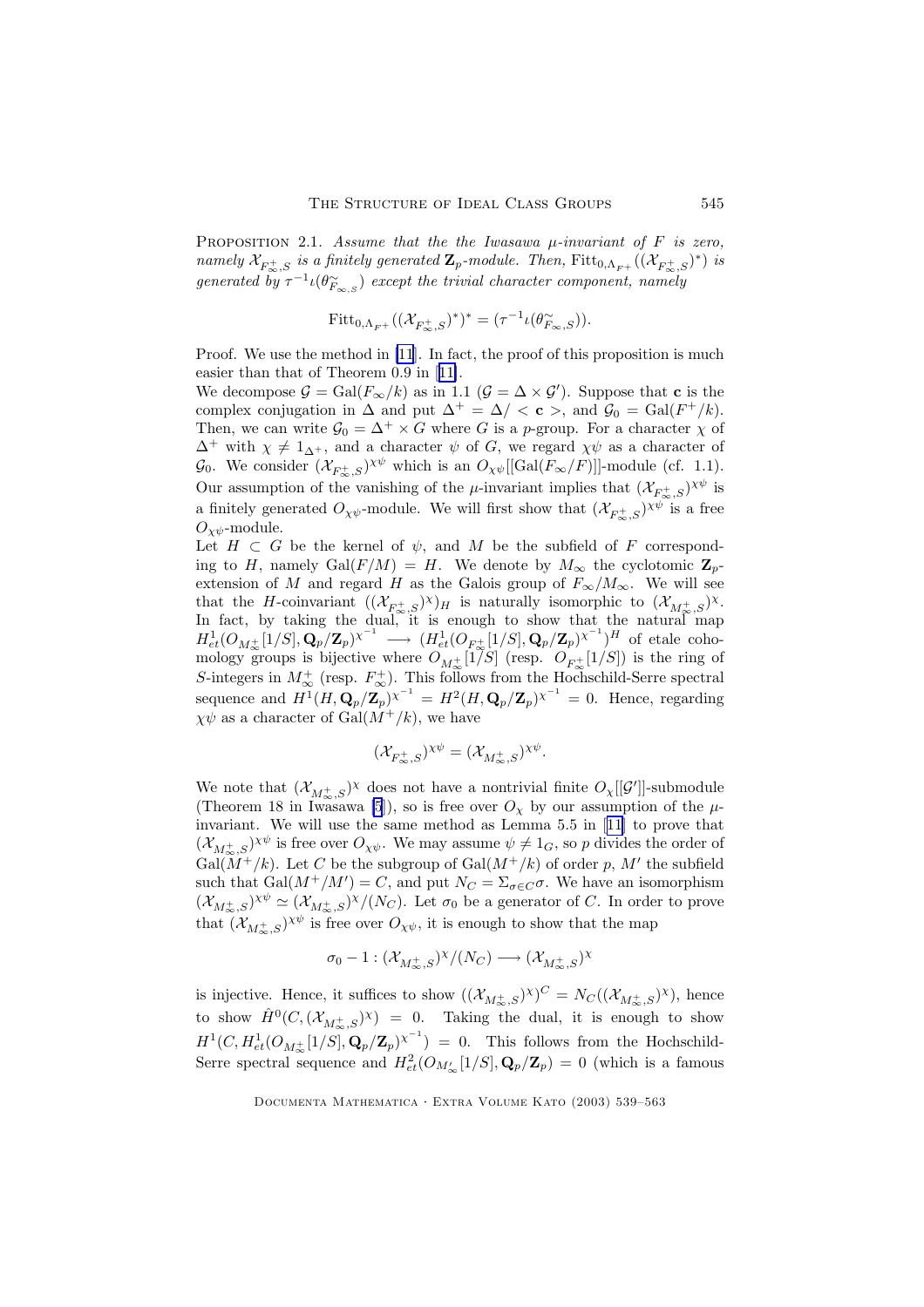Proposition 2.1. *Assume that the the Iwasawa $\mu$-invariant of $F$ is zero, namely $\mathcal{X}_{F_\infty^+,S}$ is a finitely generated $\mathbf{Z}_p$-module. Then,* $\mathrm{Fitt}_{0,\Lambda_{F^+}}((\mathcal{X}_{F_\infty^+,S})^*)$ *is generated by $\tau^{-1}\iota(\theta_{F_\infty,S}^{\sim})$ except the trivial character component, namely*

$$\mathrm{Fitt}_{0,\Lambda_{F^+}}((\mathcal{X}_{F_\infty^+,S})^*)^* = (\tau^{-1}\iota(\theta_{F_\infty,S}^{\sim})).$$

Proof. We use the method in [11]. In fact, the proof of this proposition is much easier than that of Theorem 0.9 in [11].

We decompose $\mathcal{G} = \mathrm{Gal}(F_\infty/k)$ as in 1.1 ($\mathcal{G} = \Delta \times \mathcal{G}'$). Suppose that $\mathbf{c}$ is the complex conjugation in $\Delta$ and put $\Delta^+ = \Delta/<\mathbf{c}>$, and $\mathcal{G}_0 = \mathrm{Gal}(F^+/k)$. Then, we can write $\mathcal{G}_0 = \Delta^+ \times G$ where $G$ is a $p$-group. For a character $\chi$ of $\Delta^+$ with $\chi \neq 1_{\Delta^+}$, and a character $\psi$ of $G$, we regard $\chi\psi$ as a character of $\mathcal{G}_0$. We consider $(\mathcal{X}_{F_\infty^+,S})^{\chi\psi}$ which is an $O_{\chi\psi}[[\mathrm{Gal}(F_\infty/F)]]$-module (cf. 1.1). Our assumption of the vanishing of the $\mu$-invariant implies that $(\mathcal{X}_{F_\infty^+,S})^{\chi\psi}$ is a finitely generated $O_{\chi\psi}$-module. We will first show that $(\mathcal{X}_{F_\infty^+,S})^{\chi\psi}$ is a free $O_{\chi\psi}$-module.

Let $H \subset G$ be the kernel of $\psi$, and $M$ be the subfield of $F$ corresponding to $H$, namely $\mathrm{Gal}(F/M) = H$. We denote by $M_\infty$ the cyclotomic $\mathbf{Z}_p$-extension of $M$ and regard $H$ as the Galois group of $F_\infty/M_\infty$. We will see that the $H$-coinvariant $((\mathcal{X}_{F_\infty^+,S})^{\chi})_H$ is naturally isomorphic to $(\mathcal{X}_{M_\infty^+,S})^{\chi}$. In fact, by taking the dual, it is enough to show that the natural map $H^1_{et}(O_{M_\infty^+}[1/S], \mathbf{Q}_p/\mathbf{Z}_p)^{\chi^{-1}} \longrightarrow (H^1_{et}(O_{F_\infty^+}[1/S], \mathbf{Q}_p/\mathbf{Z}_p)^{\chi^{-1}})^H$ of etale cohomology groups is bijective where $O_{M_\infty^+}[1/S]$ (resp. $O_{F_\infty^+}[1/S]$) is the ring of $S$-integers in $M_\infty^+$ (resp. $F_\infty^+$). This follows from the Hochschild-Serre spectral sequence and $H^1(H, \mathbf{Q}_p/\mathbf{Z}_p)^{\chi^{-1}} = H^2(H, \mathbf{Q}_p/\mathbf{Z}_p)^{\chi^{-1}} = 0$. Hence, regarding $\chi\psi$ as a character of $\mathrm{Gal}(M^+/k)$, we have

$$(\mathcal{X}_{F_\infty^+,S})^{\chi\psi} = (\mathcal{X}_{M_\infty^+,S})^{\chi\psi}.$$

We note that $(\mathcal{X}_{M_\infty^+,S})^{\chi}$ does not have a nontrivial finite $O_\chi[[\mathcal{G}']]$-submodule (Theorem 18 in Iwasawa [5]), so is free over $O_\chi$ by our assumption of the $\mu$-invariant. We will use the same method as Lemma 5.5 in [11] to prove that $(\mathcal{X}_{M_\infty^+,S})^{\chi\psi}$ is free over $O_{\chi\psi}$. We may assume $\psi \neq 1_G$, so $p$ divides the order of $\mathrm{Gal}(M^+/k)$. Let $C$ be the subgroup of $\mathrm{Gal}(M^+/k)$ of order $p$, $M'$ the subfield such that $\mathrm{Gal}(M^+/M') = C$, and put $N_C = \Sigma_{\sigma \in C}\sigma$. We have an isomorphism $(\mathcal{X}_{M_\infty^+,S})^{\chi\psi} \simeq (\mathcal{X}_{M_\infty^+,S})^{\chi}/(N_C)$. Let $\sigma_0$ be a generator of $C$. In order to prove that $(\mathcal{X}_{M_\infty^+,S})^{\chi\psi}$ is free over $O_{\chi\psi}$, it is enough to show that the map

$$\sigma_0 - 1 : (\mathcal{X}_{M_\infty^+,S})^{\chi}/(N_C) \longrightarrow (\mathcal{X}_{M_\infty^+,S})^{\chi}$$

is injective. Hence, it suffices to show $((\mathcal{X}_{M_\infty^+,S})^{\chi})^C = N_C((\mathcal{X}_{M_\infty^+,S})^{\chi})$, hence to show $\hat{H}^0(C, (\mathcal{X}_{M_\infty^+,S})^{\chi}) = 0$. Taking the dual, it is enough to show $H^1(C, H^1_{et}(O_{M_\infty^+}[1/S], \mathbf{Q}_p/\mathbf{Z}_p)^{\chi^{-1}}) = 0$. This follows from the Hochschild-Serre spectral sequence and $H^2_{et}(O_{M'_\infty}[1/S], \mathbf{Q}_p/\mathbf{Z}_p) = 0$ (which is a famous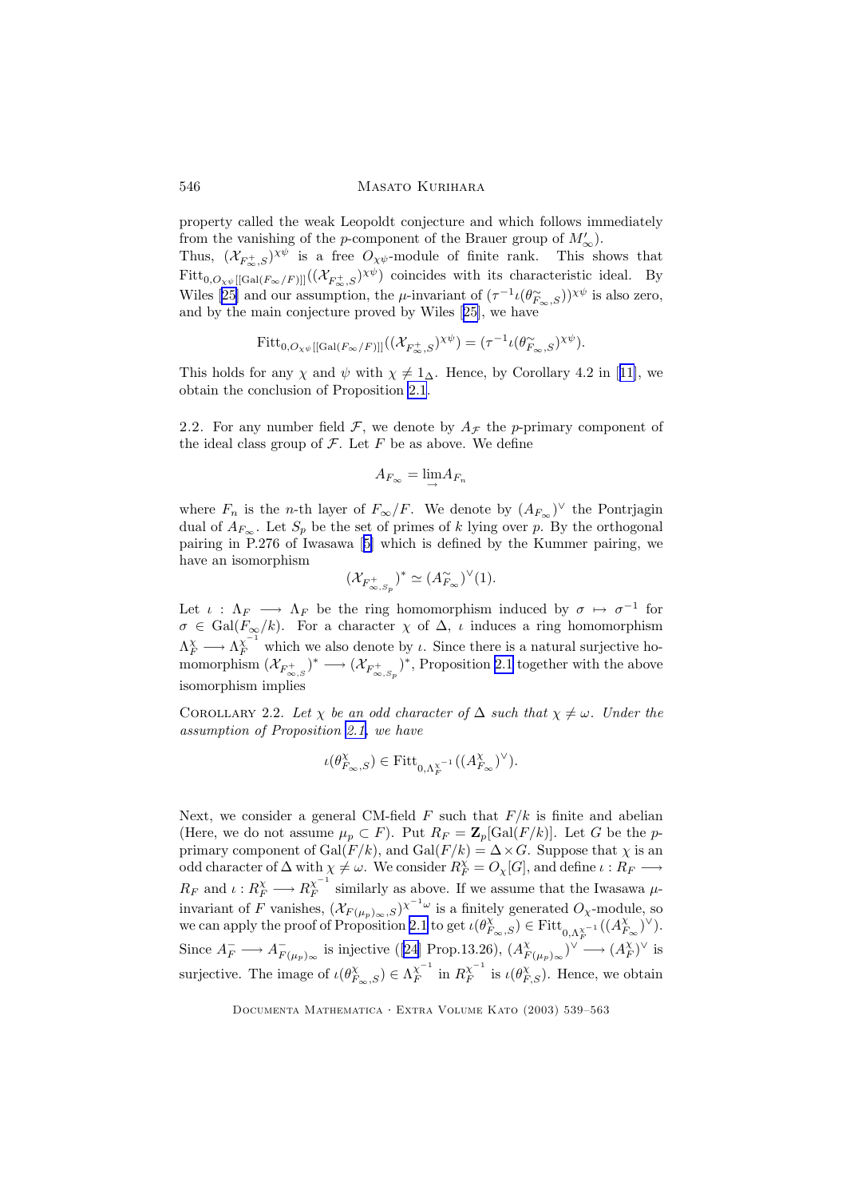property called the weak Leopoldt conjecture and which follows immediately from the vanishing of the $p$-component of the Brauer group of $M'_\infty$).

Thus, $(\mathcal{X}_{F^+_\infty,S})^{\chi\psi}$ is a free $O_{\chi\psi}$-module of finite rank. This shows that $\mathrm{Fitt}_{0,O_{\chi\psi}[[\mathrm{Gal}(F_\infty/F)]]}((\mathcal{X}_{F^+_\infty,S})^{\chi\psi})$ coincides with its characteristic ideal. By Wiles [25] and our assumption, the $\mu$-invariant of $(\tau^{-1}\iota(\theta^{\sim}_{F_\infty,S}))^{\chi\psi}$ is also zero, and by the main conjecture proved by Wiles [25], we have

$$\mathrm{Fitt}_{0,O_{\chi\psi}[[\mathrm{Gal}(F_\infty/F)]]}((\mathcal{X}_{F^+_\infty,S})^{\chi\psi}) = (\tau^{-1}\iota(\theta^{\sim}_{F_\infty,S})^{\chi\psi}).$$

This holds for any $\chi$ and $\psi$ with $\chi \neq 1_\Delta$. Hence, by Corollary 4.2 in [11], we obtain the conclusion of Proposition 2.1.

2.2. For any number field $\mathcal{F}$, we denote by $A_{\mathcal{F}}$ the $p$-primary component of the ideal class group of $\mathcal{F}$. Let $F$ be as above. We define

$$A_{F_\infty} = \varinjlim A_{F_n}$$

where $F_n$ is the $n$-th layer of $F_\infty/F$. We denote by $(A_{F_\infty})^\vee$ the Pontrjagin dual of $A_{F_\infty}$. Let $S_p$ be the set of primes of $k$ lying over $p$. By the orthogonal pairing in P.276 of Iwasawa [5] which is defined by the Kummer pairing, we have an isomorphism

$$(\mathcal{X}_{F^+_{\infty,S_p}})^* \simeq (A^{\sim}_{F_\infty})^\vee(1).$$

Let $\iota : \Lambda_F \longrightarrow \Lambda_F$ be the ring homomorphism induced by $\sigma \mapsto \sigma^{-1}$ for $\sigma \in \mathrm{Gal}(F_\infty/k)$. For a character $\chi$ of $\Delta$, $\iota$ induces a ring homomorphism $\Lambda_F^\chi \longrightarrow \Lambda_F^{\chi^{-1}}$ which we also denote by $\iota$. Since there is a natural surjective homomorphism $(\mathcal{X}_{F^+_{\infty,S}})^* \longrightarrow (\mathcal{X}_{F^+_{\infty,S_p}})^*$, Proposition 2.1 together with the above isomorphism implies

Corollary 2.2. *Let $\chi$ be an odd character of $\Delta$ such that $\chi \neq \omega$. Under the assumption of Proposition 2.1, we have*

$$\iota(\theta^\chi_{F_\infty,S}) \in \mathrm{Fitt}_{0,\Lambda_F^{\chi^{-1}}}((A^\chi_{F_\infty})^\vee).$$

Next, we consider a general CM-field $F$ such that $F/k$ is finite and abelian (Here, we do not assume $\mu_p \subset F$). Put $R_F = \mathbf{Z}_p[\mathrm{Gal}(F/k)]$. Let $G$ be the $p$-primary component of $\mathrm{Gal}(F/k)$, and $\mathrm{Gal}(F/k) = \Delta \times G$. Suppose that $\chi$ is an odd character of $\Delta$ with $\chi \neq \omega$. We consider $R_F^\chi = O_\chi[G]$, and define $\iota : R_F \longrightarrow R_F$ and $\iota : R_F^\chi \longrightarrow R_F^{\chi^{-1}}$ similarly as above. If we assume that the Iwasawa $\mu$-invariant of $F$ vanishes, $(\mathcal{X}_{F(\mu_p)_\infty,S})^{\chi^{-1}\omega}$ is a finitely generated $O_\chi$-module, so we can apply the proof of Proposition 2.1 to get $\iota(\theta^\chi_{F_\infty,S}) \in \mathrm{Fitt}_{0,\Lambda_F^{\chi^{-1}}}((A^\chi_{F_\infty})^\vee)$. Since $A^-_F \longrightarrow A^-_{F(\mu_p)_\infty}$ is injective ([24] Prop.13.26), $(A^\chi_{F(\mu_p)_\infty})^\vee \longrightarrow (A^\chi_F)^\vee$ is surjective. The image of $\iota(\theta^\chi_{F_\infty,S}) \in \Lambda_F^{\chi^{-1}}$ in $R_F^{\chi^{-1}}$ is $\iota(\theta^\chi_{F,S})$. Hence, we obtain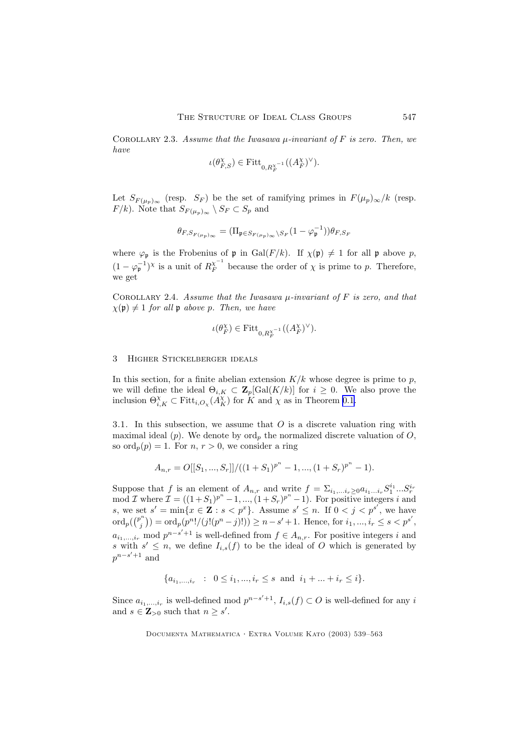Corollary 2.3. *Assume that the Iwasawa $\mu$-invariant of $F$ is zero. Then, we have*

$$\iota(\theta^{\chi}_{F,S}) \in \operatorname{Fitt}_{0,R_F^{\chi^{-1}}}((A_F^{\chi})^{\vee}).$$

Let $S_{F(\mu_p)_\infty}$ (resp. $S_F$) be the set of ramifying primes in $F(\mu_p)_\infty/k$ (resp. $F/k$). Note that $S_{F(\mu_p)_\infty} \setminus S_F \subset S_p$ and

$$\theta_{F,S_{F(\mu_p)_\infty}} = (\Pi_{\mathfrak{p}\in S_{F(\mu_p)_\infty}\setminus S_F}(1-\varphi_{\mathfrak{p}}^{-1}))\theta_{F,S_F}$$

where $\varphi_{\mathfrak{p}}$ is the Frobenius of $\mathfrak{p}$ in $\operatorname{Gal}(F/k)$. If $\chi(\mathfrak{p}) \neq 1$ for all $\mathfrak{p}$ above $p$, $(1-\varphi_{\mathfrak{p}}^{-1})^{\chi}$ is a unit of $R_F^{\chi^{-1}}$ because the order of $\chi$ is prime to $p$. Therefore, we get

Corollary 2.4. *Assume that the Iwasawa $\mu$-invariant of $F$ is zero, and that $\chi(\mathfrak{p}) \neq 1$ for all $\mathfrak{p}$ above $p$. Then, we have*

$$\iota(\theta^{\chi}_{F}) \in \operatorname{Fitt}_{0,R_F^{\chi^{-1}}}((A_F^{\chi})^{\vee}).$$

## 3 Higher Stickelberger ideals

In this section, for a finite abelian extension $K/k$ whose degree is prime to $p$, we will define the ideal $\Theta_{i,K} \subset \mathbf{Z}_p[\operatorname{Gal}(K/k)]$ for $i \geq 0$. We also prove the inclusion $\Theta^{\chi}_{i,K} \subset \operatorname{Fitt}_{i,O_\chi}(A_K^{\chi})$ for $K$ and $\chi$ as in Theorem 0.1.

3.1. In this subsection, we assume that $O$ is a discrete valuation ring with maximal ideal $(p)$. We denote by $\operatorname{ord}_p$ the normalized discrete valuation of $O$, so $\operatorname{ord}_p(p) = 1$. For $n$, $r > 0$, we consider a ring

$$A_{n,r} = O[[S_1,...,S_r]]/((1+S_1)^{p^n}-1,...,(1+S_r)^{p^n}-1).$$

Suppose that $f$ is an element of $A_{n,r}$ and write $f = \Sigma_{i_1,...i_r \geq 0} a_{i_1...i_r} S_1^{i_1}...S_r^{i_r}$ mod $\mathcal{I}$ where $\mathcal{I} = ((1+S_1)^{p^n}-1,...,(1+S_r)^{p^n}-1)$. For positive integers $i$ and $s$, we set $s' = \min\{x \in \mathbf{Z} : s < p^x\}$. Assume $s' \leq n$. If $0 < j < p^{s'}$, we have $\operatorname{ord}_p(\binom{p^n}{j}) = \operatorname{ord}_p(p^n!/(j!(p^n-j)!)) \geq n - s' + 1$. Hence, for $i_1,...,i_r \leq s < p^{s'}$, $a_{i_1,...,i_r}$ mod $p^{n-s'+1}$ is well-defined from $f \in A_{n,r}$. For positive integers $i$ and $s$ with $s' \leq n$, we define $I_{i,s}(f)$ to be the ideal of $O$ which is generated by $p^{n-s'+1}$ and

$$\{a_{i_1,...,i_r} \ \ : \ 0 \leq i_1,...,i_r \leq s \ \text{ and } \ i_1+...+i_r \leq i\}.$$

Since $a_{i_1,...,i_r}$ is well-defined mod $p^{n-s'+1}$, $I_{i,s}(f) \subset O$ is well-defined for any $i$ and $s \in \mathbf{Z}_{>0}$ such that $n \geq s'$.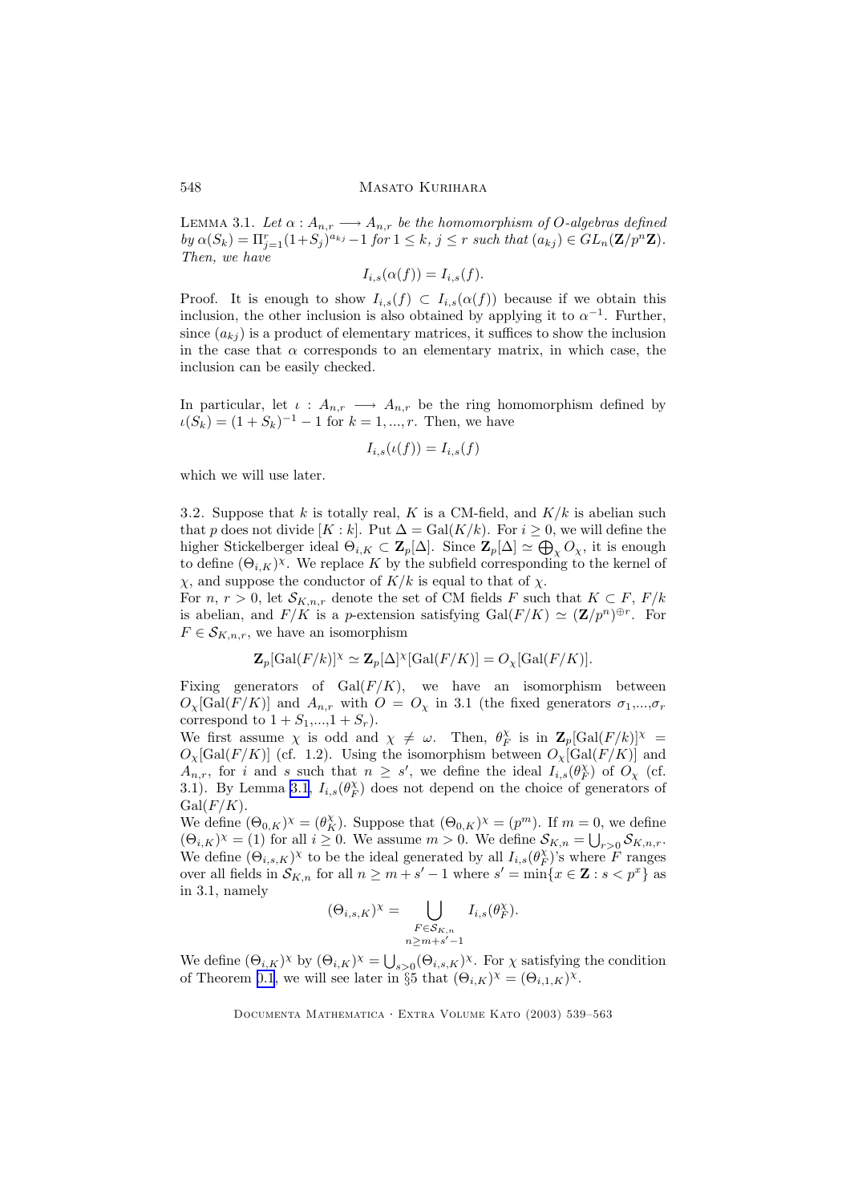**Lemma 3.1.** *Let $\alpha : A_{n,r} \longrightarrow A_{n,r}$ be the homomorphism of $O$-algebras defined by $\alpha(S_k) = \Pi_{j=1}^r (1+S_j)^{a_{kj}} - 1$ for $1 \leq k,\, j \leq r$ such that $(a_{kj}) \in GL_n(\mathbf{Z}/p^n\mathbf{Z})$. Then, we have*

$$I_{i,s}(\alpha(f)) = I_{i,s}(f).$$

Proof. It is enough to show $I_{i,s}(f) \subset I_{i,s}(\alpha(f))$ because if we obtain this inclusion, the other inclusion is also obtained by applying it to $\alpha^{-1}$. Further, since $(a_{kj})$ is a product of elementary matrices, it suffices to show the inclusion in the case that $\alpha$ corresponds to an elementary matrix, in which case, the inclusion can be easily checked.

In particular, let $\iota : A_{n,r} \longrightarrow A_{n,r}$ be the ring homomorphism defined by $\iota(S_k) = (1 + S_k)^{-1} - 1$ for $k = 1, ..., r$. Then, we have

$$I_{i,s}(\iota(f)) = I_{i,s}(f)$$

which we will use later.

3.2. Suppose that $k$ is totally real, $K$ is a CM-field, and $K/k$ is abelian such that $p$ does not divide $[K : k]$. Put $\Delta = \mathrm{Gal}(K/k)$. For $i \geq 0$, we will define the higher Stickelberger ideal $\Theta_{i,K} \subset \mathbf{Z}_p[\Delta]$. Since $\mathbf{Z}_p[\Delta] \simeq \bigoplus_\chi O_\chi$, it is enough to define $(\Theta_{i,K})^\chi$. We replace $K$ by the subfield corresponding to the kernel of $\chi$, and suppose the conductor of $K/k$ is equal to that of $\chi$.

For $n$, $r > 0$, let $\mathcal{S}_{K,n,r}$ denote the set of CM fields $F$ such that $K \subset F$, $F/k$ is abelian, and $F/K$ is a $p$-extension satisfying $\mathrm{Gal}(F/K) \simeq (\mathbf{Z}/p^n)^{\oplus r}$. For $F \in \mathcal{S}_{K,n,r}$, we have an isomorphism

$$\mathbf{Z}_p[\mathrm{Gal}(F/k)]^\chi \simeq \mathbf{Z}_p[\Delta]^\chi[\mathrm{Gal}(F/K)] = O_\chi[\mathrm{Gal}(F/K)].$$

Fixing generators of $\mathrm{Gal}(F/K)$, we have an isomorphism between $O_\chi[\mathrm{Gal}(F/K)]$ and $A_{n,r}$ with $O = O_\chi$ in 3.1 (the fixed generators $\sigma_1$,...,$\sigma_r$ correspond to $1 + S_1$,...,$1 + S_r$).

We first assume $\chi$ is odd and $\chi \neq \omega$. Then, $\theta_F^\chi$ is in $\mathbf{Z}_p[\mathrm{Gal}(F/k)]^\chi = O_\chi[\mathrm{Gal}(F/K)]$ (cf. 1.2). Using the isomorphism between $O_\chi[\mathrm{Gal}(F/K)]$ and $A_{n,r}$, for $i$ and $s$ such that $n \geq s'$, we define the ideal $I_{i,s}(\theta_F^\chi)$ of $O_\chi$ (cf. 3.1). By Lemma 3.1, $I_{i,s}(\theta_F^\chi)$ does not depend on the choice of generators of $\mathrm{Gal}(F/K)$.

We define $(\Theta_{0,K})^\chi = (\theta_K^\chi)$. Suppose that $(\Theta_{0,K})^\chi = (p^m)$. If $m = 0$, we define $(\Theta_{i,K})^\chi = (1)$ for all $i \geq 0$. We assume $m > 0$. We define $\mathcal{S}_{K,n} = \bigcup_{r>0} \mathcal{S}_{K,n,r}$. We define $(\Theta_{i,s,K})^\chi$ to be the ideal generated by all $I_{i,s}(\theta_F^\chi)$'s where $F$ ranges over all fields in $\mathcal{S}_{K,n}$ for all $n \geq m + s' - 1$ where $s' = \min\{x \in \mathbf{Z} : s < p^x\}$ as in 3.1, namely

$$(\Theta_{i,s,K})^\chi = \bigcup_{\substack{F \in \mathcal{S}_{K,n} \\ n \geq m+s'-1}} I_{i,s}(\theta_F^\chi).$$

We define $(\Theta_{i,K})^\chi$ by $(\Theta_{i,K})^\chi = \bigcup_{s>0} (\Theta_{i,s,K})^\chi$. For $\chi$ satisfying the condition of Theorem 0.1, we will see later in §5 that $(\Theta_{i,K})^\chi = (\Theta_{i,1,K})^\chi$.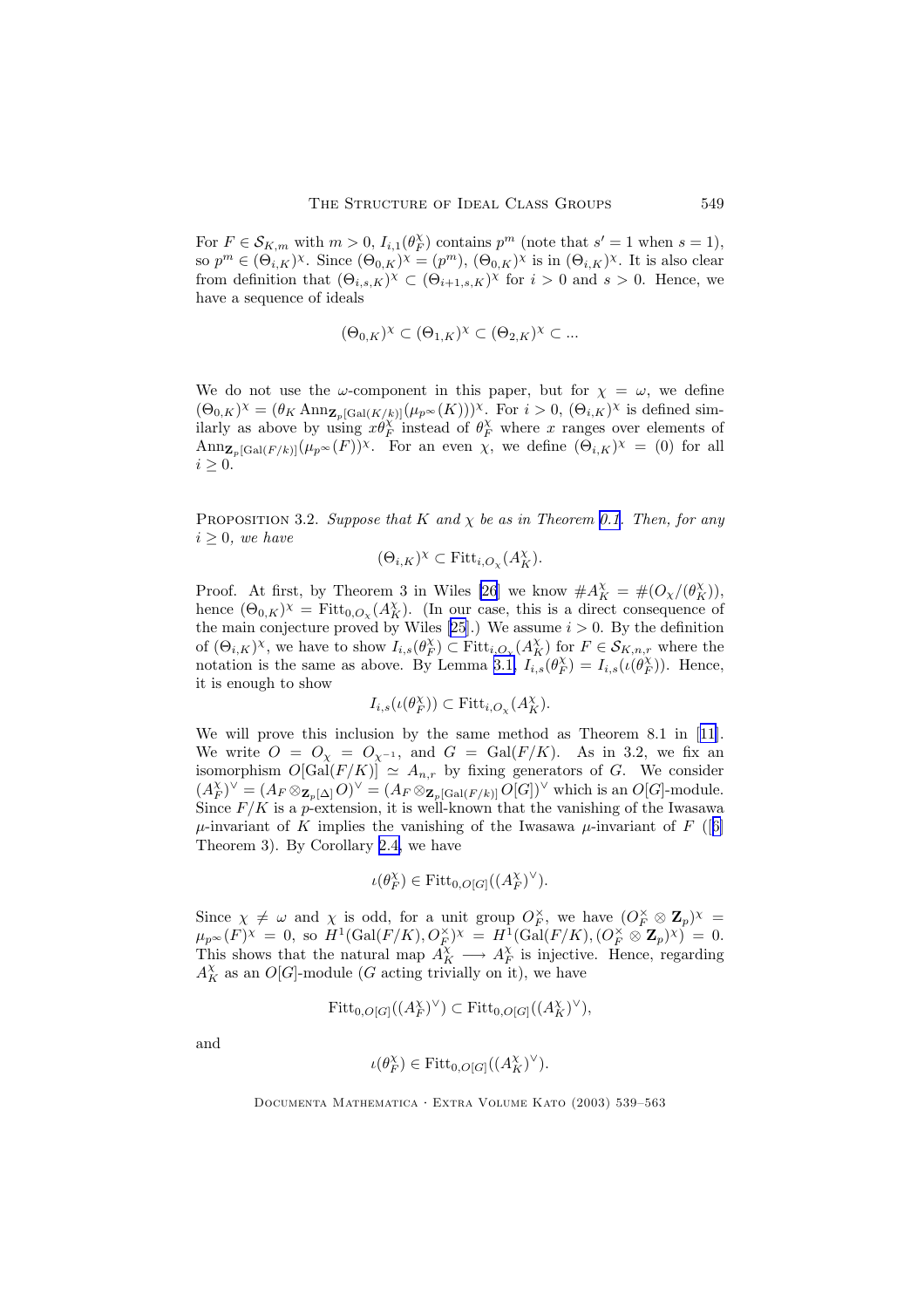For $F \in \mathcal{S}_{K,m}$ with $m > 0$, $I_{i,1}(\theta_F^\chi)$ contains $p^m$ (note that $s' = 1$ when $s = 1$), so $p^m \in (\Theta_{i,K})^\chi$. Since $(\Theta_{0,K})^\chi = (p^m)$, $(\Theta_{0,K})^\chi$ is in $(\Theta_{i,K})^\chi$. It is also clear from definition that $(\Theta_{i,s,K})^\chi \subset (\Theta_{i+1,s,K})^\chi$ for $i > 0$ and $s > 0$. Hence, we have a sequence of ideals

$$(\Theta_{0,K})^\chi \subset (\Theta_{1,K})^\chi \subset (\Theta_{2,K})^\chi \subset ...$$

We do not use the $\omega$-component in this paper, but for $\chi = \omega$, we define $(\Theta_{0,K})^\chi = (\theta_K \operatorname{Ann}_{\mathbf{Z}_p[\mathrm{Gal}(K/k)]}(\mu_{p^\infty}(K)))^\chi$. For $i > 0$, $(\Theta_{i,K})^\chi$ is defined similarly as above by using $x\theta_F^\chi$ instead of $\theta_F^\chi$ where $x$ ranges over elements of $\operatorname{Ann}_{\mathbf{Z}_p[\mathrm{Gal}(F/k)]}(\mu_{p^\infty}(F))^\chi$. For an even $\chi$, we define $(\Theta_{i,K})^\chi = (0)$ for all $i \geq 0$.

Proposition 3.2. *Suppose that $K$ and $\chi$ be as in Theorem 0.1. Then, for any $i \geq 0$, we have*

$$(\Theta_{i,K})^\chi \subset \operatorname{Fitt}_{i,O_\chi}(A_K^\chi).$$

Proof. At first, by Theorem 3 in Wiles [26] we know $\# A_K^\chi = \#(O_\chi/(\theta_K^\chi))$, hence $(\Theta_{0,K})^\chi = \operatorname{Fitt}_{0,O_\chi}(A_K^\chi)$. (In our case, this is a direct consequence of the main conjecture proved by Wiles [25].) We assume $i > 0$. By the definition of $(\Theta_{i,K})^\chi$, we have to show $I_{i,s}(\theta_F^\chi) \subset \operatorname{Fitt}_{i,O_\chi}(A_K^\chi)$ for $F \in \mathcal{S}_{K,n,r}$ where the notation is the same as above. By Lemma 3.1, $I_{i,s}(\theta_F^\chi) = I_{i,s}(\iota(\theta_F^\chi))$. Hence, it is enough to show

$$I_{i,s}(\iota(\theta_F^\chi)) \subset \operatorname{Fitt}_{i,O_\chi}(A_K^\chi).$$

We will prove this inclusion by the same method as Theorem 8.1 in [11]. We write $O = O_\chi = O_{\chi^{-1}}$, and $G = \mathrm{Gal}(F/K)$. As in 3.2, we fix an isomorphism $O[\mathrm{Gal}(F/K)] \simeq A_{n,r}$ by fixing generators of $G$. We consider $(A_F^\chi)^\vee = (A_F \otimes_{\mathbf{Z}_p[\Delta]} O)^\vee = (A_F \otimes_{\mathbf{Z}_p[\mathrm{Gal}(F/k)]} O[G])^\vee$ which is an $O[G]$-module. Since $F/K$ is a $p$-extension, it is well-known that the vanishing of the Iwasawa $\mu$-invariant of $K$ implies the vanishing of the Iwasawa $\mu$-invariant of $F$ ([6] Theorem 3). By Corollary 2.4, we have

$$\iota(\theta_F^\chi) \in \operatorname{Fitt}_{0,O[G]}((A_F^\chi)^\vee).$$

Since $\chi \neq \omega$ and $\chi$ is odd, for a unit group $O_F^\times$, we have $(O_F^\times \otimes \mathbf{Z}_p)^\chi = \mu_{p^\infty}(F)^\chi = 0$, so $H^1(\mathrm{Gal}(F/K), O_F^\times)^\chi = H^1(\mathrm{Gal}(F/K), (O_F^\times \otimes \mathbf{Z}_p)^\chi) = 0$. This shows that the natural map $A_K^\chi \longrightarrow A_F^\chi$ is injective. Hence, regarding $A_K^\chi$ as an $O[G]$-module ($G$ acting trivially on it), we have

$$\operatorname{Fitt}_{0,O[G]}((A_F^\chi)^\vee) \subset \operatorname{Fitt}_{0,O[G]}((A_K^\chi)^\vee),$$

and

$$\iota(\theta_F^\chi) \in \operatorname{Fitt}_{0,O[G]}((A_K^\chi)^\vee).$$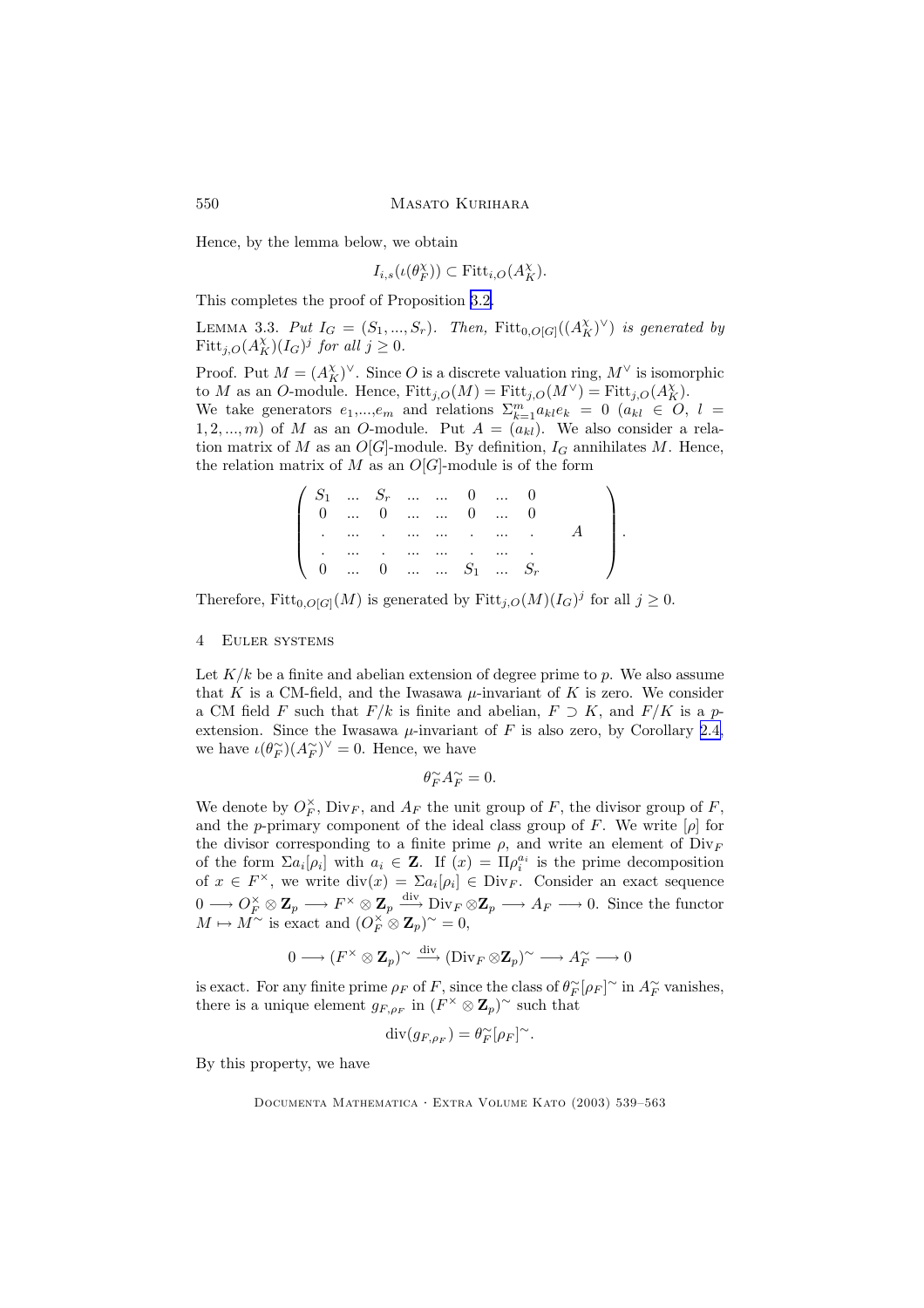Hence, by the lemma below, we obtain

$$I_{i,s}(\iota(\theta_F^\chi)) \subset \mathrm{Fitt}_{i,O}(A_K^\chi).$$

This completes the proof of Proposition 3.2.

Lemma 3.3. *Put $I_G = (S_1, ..., S_r)$. Then, $\mathrm{Fitt}_{0,O[G]}((A_K^\chi)^\vee)$ is generated by $\mathrm{Fitt}_{j,O}(A_K^\chi)(I_G)^j$ for all $j \geq 0$.*

Proof. Put $M = (A_K^\chi)^\vee$. Since $O$ is a discrete valuation ring, $M^\vee$ is isomorphic to $M$ as an $O$-module. Hence, $\mathrm{Fitt}_{j,O}(M) = \mathrm{Fitt}_{j,O}(M^\vee) = \mathrm{Fitt}_{j,O}(A_K^\chi)$.
We take generators $e_1$,...,$e_m$ and relations $\Sigma_{k=1}^m a_{kl} e_k = 0$ ($a_{kl} \in O$, $l = 1, 2, ..., m$) of $M$ as an $O$-module. Put $A = (a_{kl})$. We also consider a relation matrix of $M$ as an $O[G]$-module. By definition, $I_G$ annihilates $M$. Hence, the relation matrix of $M$ as an $O[G]$-module is of the form

$$\begin{pmatrix} S_1 & ... & S_r & ... & ... & 0 & ... & 0 & \\ 0 & ... & 0 & ... & ... & 0 & ... & 0 & \\ . & ... & . & ... & ... & . & ... & . & A \\ . & ... & . & ... & ... & . & ... & . & \\ 0 & ... & 0 & ... & ... & S_1 & ... & S_r & \end{pmatrix}.$$

Therefore, $\mathrm{Fitt}_{0,O[G]}(M)$ is generated by $\mathrm{Fitt}_{j,O}(M)(I_G)^j$ for all $j \geq 0$.

## 4 Euler systems

Let $K/k$ be a finite and abelian extension of degree prime to $p$. We also assume that $K$ is a CM-field, and the Iwasawa $\mu$-invariant of $K$ is zero. We consider a CM field $F$ such that $F/k$ is finite and abelian, $F \supset K$, and $F/K$ is a $p$-extension. Since the Iwasawa $\mu$-invariant of $F$ is also zero, by Corollary 2.4, we have $\iota(\theta_F^\sim)(A_F^\sim)^\vee = 0$. Hence, we have

$$\theta_F^\sim A_F^\sim = 0.$$

We denote by $O_F^\times$, $\mathrm{Div}_F$, and $A_F$ the unit group of $F$, the divisor group of $F$, and the $p$-primary component of the ideal class group of $F$. We write $[\rho]$ for the divisor corresponding to a finite prime $\rho$, and write an element of $\mathrm{Div}_F$ of the form $\Sigma a_i[\rho_i]$ with $a_i \in \mathbf{Z}$. If $(x) = \Pi \rho_i^{a_i}$ is the prime decomposition of $x \in F^\times$, we write $\mathrm{div}(x) = \Sigma a_i[\rho_i] \in \mathrm{Div}_F$. Consider an exact sequence $0 \longrightarrow O_F^\times \otimes \mathbf{Z}_p \longrightarrow F^\times \otimes \mathbf{Z}_p \xrightarrow{\mathrm{div}} \mathrm{Div}_F \otimes \mathbf{Z}_p \longrightarrow A_F \longrightarrow 0$. Since the functor $M \mapsto M^\sim$ is exact and $(O_F^\times \otimes \mathbf{Z}_p)^\sim = 0$,

$$0 \longrightarrow (F^\times \otimes \mathbf{Z}_p)^\sim \xrightarrow{\mathrm{div}} (\mathrm{Div}_F \otimes \mathbf{Z}_p)^\sim \longrightarrow A_F^\sim \longrightarrow 0$$

is exact. For any finite prime $\rho_F$ of $F$, since the class of $\theta_F^\sim[\rho_F]^\sim$ in $A_F^\sim$ vanishes, there is a unique element $g_{F,\rho_F}$ in $(F^\times \otimes \mathbf{Z}_p)^\sim$ such that

$$\mathrm{div}(g_{F,\rho_F}) = \theta_F^\sim[\rho_F]^\sim.$$

By this property, we have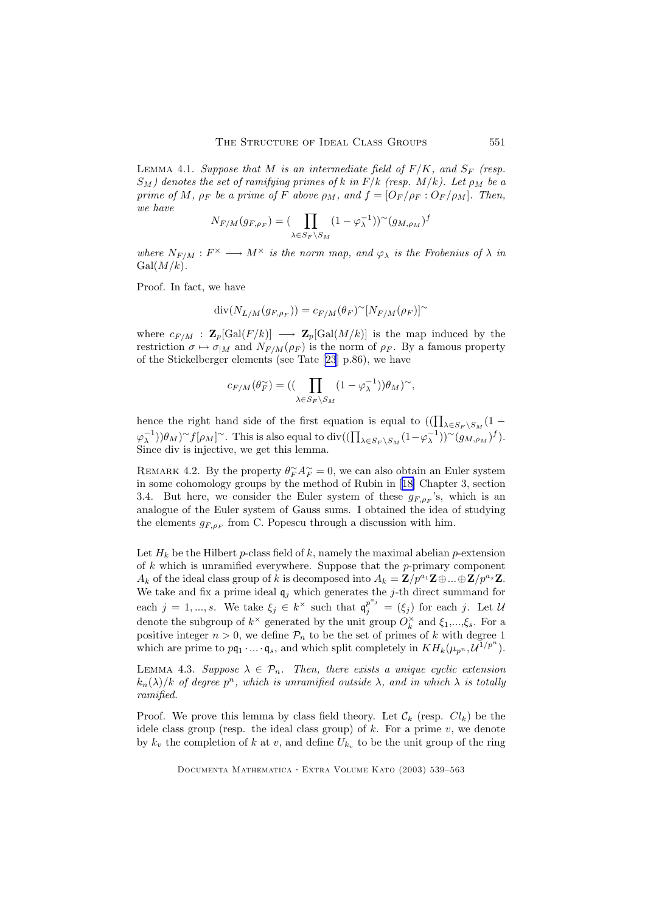Lemma 4.1. *Suppose that $M$ is an intermediate field of $F/K$, and $S_F$ (resp. $S_M$) denotes the set of ramifying primes of $k$ in $F/k$ (resp. $M/k$). Let $\rho_M$ be a prime of $M$, $\rho_F$ be a prime of $F$ above $\rho_M$, and $f = [O_F/\rho_F : O_F/\rho_M]$. Then, we have*

$$N_{F/M}(g_{F,\rho_F}) = (\prod_{\lambda \in S_F \setminus S_M} (1 - \varphi_\lambda^{-1}))^{\sim}(g_{M,\rho_M})^f$$

*where $N_{F/M} : F^\times \longrightarrow M^\times$ is the norm map, and $\varphi_\lambda$ is the Frobenius of $\lambda$ in $\mathrm{Gal}(M/k)$.*

Proof. In fact, we have

$$\mathrm{div}(N_{L/M}(g_{F,\rho_F})) = c_{F/M}(\theta_F)^{\sim}[N_{F/M}(\rho_F)]^{\sim}$$

where $c_{F/M} : \mathbf{Z}_p[\mathrm{Gal}(F/k)] \longrightarrow \mathbf{Z}_p[\mathrm{Gal}(M/k)]$ is the map induced by the restriction $\sigma \mapsto \sigma_{|M}$ and $N_{F/M}(\rho_F)$ is the norm of $\rho_F$. By a famous property of the Stickelberger elements (see Tate [23] p.86), we have

$$c_{F/M}(\theta_F^{\sim}) = ((\prod_{\lambda \in S_F \setminus S_M} (1 - \varphi_\lambda^{-1}))\theta_M)^{\sim},$$

hence the right hand side of the first equation is equal to $((\prod_{\lambda \in S_F \setminus S_M}(1 - \varphi_\lambda^{-1}))\theta_M)^{\sim} f[\rho_M]^{\sim}$. This is also equal to $\mathrm{div}((\prod_{\lambda \in S_F \setminus S_M}(1-\varphi_\lambda^{-1}))^{\sim}(g_{M,\rho_M})^f)$. Since div is injective, we get this lemma.

Remark 4.2. By the property $\theta_F^{\sim} A_F^{\sim} = 0$, we can also obtain an Euler system in some cohomology groups by the method of Rubin in [18] Chapter 3, section 3.4. But here, we consider the Euler system of these $g_{F,\rho_F}$'s, which is an analogue of the Euler system of Gauss sums. I obtained the idea of studying the elements $g_{F,\rho_F}$ from C. Popescu through a discussion with him.

Let $H_k$ be the Hilbert $p$-class field of $k$, namely the maximal abelian $p$-extension of $k$ which is unramified everywhere. Suppose that the $p$-primary component $A_k$ of the ideal class group of $k$ is decomposed into $A_k = \mathbf{Z}/p^{a_1}\mathbf{Z} \oplus ... \oplus \mathbf{Z}/p^{a_s}\mathbf{Z}$. We take and fix a prime ideal $\mathfrak{q}_j$ which generates the $j$-th direct summand for each $j = 1, ..., s$. We take $\xi_j \in k^\times$ such that $\mathfrak{q}_j^{p^{a_j}} = (\xi_j)$ for each $j$. Let $\mathcal{U}$ denote the subgroup of $k^\times$ generated by the unit group $O_k^\times$ and $\xi_1$,...,$\xi_s$. For a positive integer $n > 0$, we define $\mathcal{P}_n$ to be the set of primes of $k$ with degree 1 which are prime to $p\mathfrak{q}_1 \cdot ... \cdot \mathfrak{q}_s$, and which split completely in $KH_k(\mu_{p^n}, \mathcal{U}^{1/p^n})$.

Lemma 4.3. *Suppose $\lambda \in \mathcal{P}_n$. Then, there exists a unique cyclic extension $k_n(\lambda)/k$ of degree $p^n$, which is unramified outside $\lambda$, and in which $\lambda$ is totally ramified.*

Proof. We prove this lemma by class field theory. Let $\mathcal{C}_k$ (resp. $Cl_k$) be the idele class group (resp. the ideal class group) of $k$. For a prime $v$, we denote by $k_v$ the completion of $k$ at $v$, and define $U_{k_v}$ to be the unit group of the ring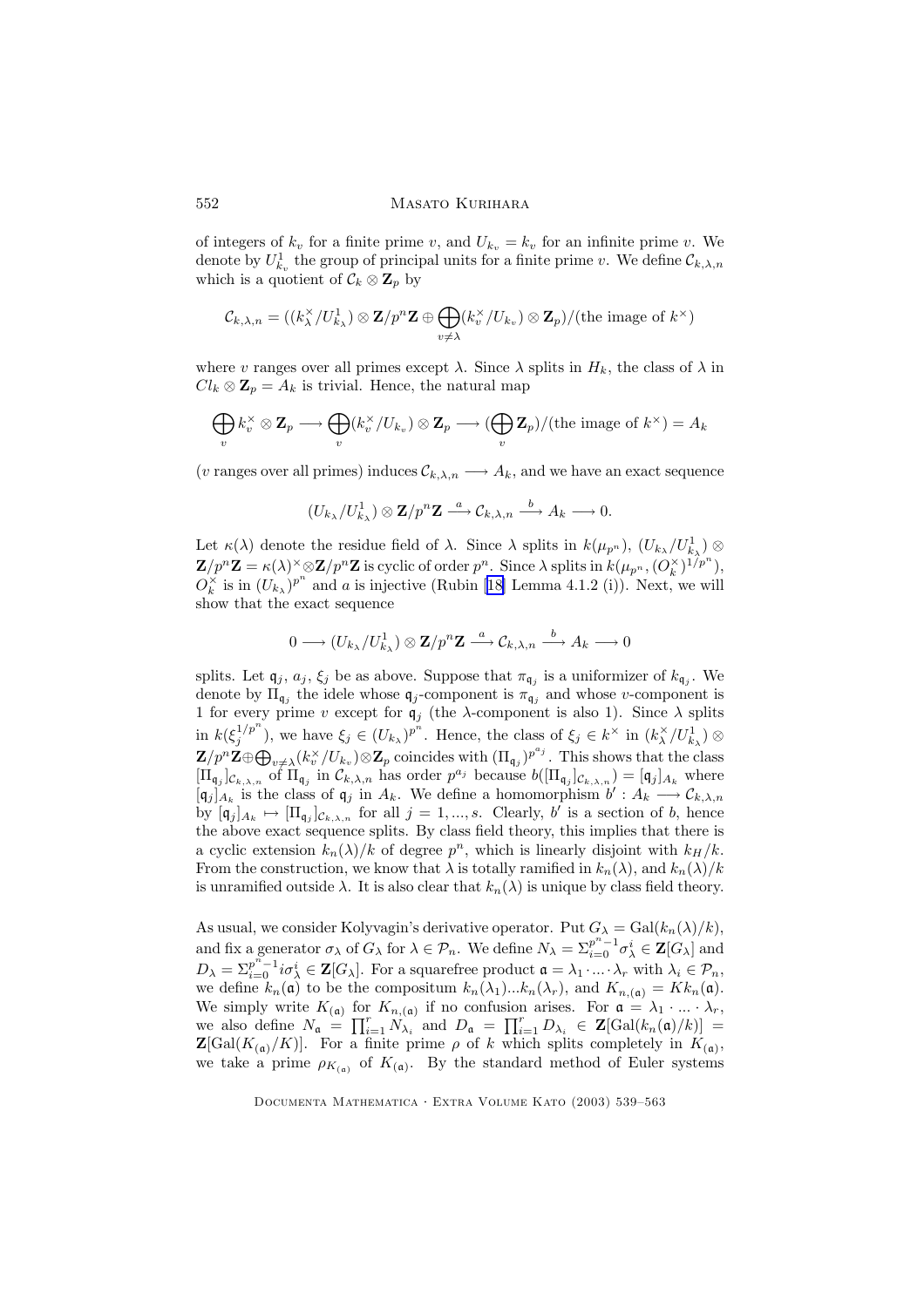of integers of $k_v$ for a finite prime $v$, and $U_{k_v} = k_v$ for an infinite prime $v$. We denote by $U^1_{k_v}$ the group of principal units for a finite prime $v$. We define $\mathcal{C}_{k,\lambda,n}$ which is a quotient of $\mathcal{C}_k \otimes \mathbf{Z}_p$ by

$$\mathcal{C}_{k,\lambda,n} = ((k_\lambda^\times/U^1_{k_\lambda}) \otimes \mathbf{Z}/p^n\mathbf{Z} \oplus \bigoplus_{v \neq \lambda} (k_v^\times/U_{k_v}) \otimes \mathbf{Z}_p)/(\text{the image of } k^\times)$$

where $v$ ranges over all primes except $\lambda$. Since $\lambda$ splits in $H_k$, the class of $\lambda$ in $Cl_k \otimes \mathbf{Z}_p = A_k$ is trivial. Hence, the natural map

$$\bigoplus_v k_v^\times \otimes \mathbf{Z}_p \longrightarrow \bigoplus_v (k_v^\times/U_{k_v}) \otimes \mathbf{Z}_p \longrightarrow (\bigoplus_v \mathbf{Z}_p)/(\text{the image of } k^\times) = A_k$$

($v$ ranges over all primes) induces $\mathcal{C}_{k,\lambda,n} \longrightarrow A_k$, and we have an exact sequence

$$(U_{k_\lambda}/U^1_{k_\lambda}) \otimes \mathbf{Z}/p^n\mathbf{Z} \xrightarrow{\ a\ } \mathcal{C}_{k,\lambda,n} \xrightarrow{\ b\ } A_k \longrightarrow 0.$$

Let $\kappa(\lambda)$ denote the residue field of $\lambda$. Since $\lambda$ splits in $k(\mu_{p^n})$, $(U_{k_\lambda}/U^1_{k_\lambda}) \otimes \mathbf{Z}/p^n\mathbf{Z} = \kappa(\lambda)^\times \otimes \mathbf{Z}/p^n\mathbf{Z}$ is cyclic of order $p^n$. Since $\lambda$ splits in $k(\mu_{p^n}, (O_k^\times)^{1/p^n})$, $O_k^\times$ is in $(U_{k_\lambda})^{p^n}$ and $a$ is injective (Rubin [18] Lemma 4.1.2 (i)). Next, we will show that the exact sequence

$$0 \longrightarrow (U_{k_\lambda}/U^1_{k_\lambda}) \otimes \mathbf{Z}/p^n\mathbf{Z} \xrightarrow{\ a\ } \mathcal{C}_{k,\lambda,n} \xrightarrow{\ b\ } A_k \longrightarrow 0$$

splits. Let $\mathfrak{q}_j$, $a_j$, $\xi_j$ be as above. Suppose that $\pi_{\mathfrak{q}_j}$ is a uniformizer of $k_{\mathfrak{q}_j}$. We denote by $\Pi_{\mathfrak{q}_j}$ the idele whose $\mathfrak{q}_j$-component is $\pi_{\mathfrak{q}_j}$ and whose $v$-component is 1 for every prime $v$ except for $\mathfrak{q}_j$ (the $\lambda$-component is also 1). Since $\lambda$ splits in $k(\xi_j^{1/p^n})$, we have $\xi_j \in (U_{k_\lambda})^{p^n}$. Hence, the class of $\xi_j \in k^\times$ in $(k_\lambda^\times/U^1_{k_\lambda}) \otimes \mathbf{Z}/p^n\mathbf{Z} \oplus \bigoplus_{v \neq \lambda} (k_v^\times/U_{k_v}) \otimes \mathbf{Z}_p$ coincides with $(\Pi_{\mathfrak{q}_j})^{p^{a_j}}$. This shows that the class $[\Pi_{\mathfrak{q}_j}]_{\mathcal{C}_{k,\lambda,n}}$ of $\Pi_{\mathfrak{q}_j}$ in $\mathcal{C}_{k,\lambda,n}$ has order $p^{a_j}$ because $b([\Pi_{\mathfrak{q}_j}]_{\mathcal{C}_{k,\lambda,n}}) = [\mathfrak{q}_j]_{A_k}$ where $[\mathfrak{q}_j]_{A_k}$ is the class of $\mathfrak{q}_j$ in $A_k$. We define a homomorphism $b' : A_k \longrightarrow \mathcal{C}_{k,\lambda,n}$ by $[\mathfrak{q}_j]_{A_k} \mapsto [\Pi_{\mathfrak{q}_j}]_{\mathcal{C}_{k,\lambda,n}}$ for all $j = 1, ..., s$. Clearly, $b'$ is a section of $b$, hence the above exact sequence splits. By class field theory, this implies that there is a cyclic extension $k_n(\lambda)/k$ of degree $p^n$, which is linearly disjoint with $k_H/k$. From the construction, we know that $\lambda$ is totally ramified in $k_n(\lambda)$, and $k_n(\lambda)/k$ is unramified outside $\lambda$. It is also clear that $k_n(\lambda)$ is unique by class field theory.

As usual, we consider Kolyvagin's derivative operator. Put $G_\lambda = \mathrm{Gal}(k_n(\lambda)/k)$, and fix a generator $\sigma_\lambda$ of $G_\lambda$ for $\lambda \in \mathcal{P}_n$. We define $N_\lambda = \Sigma_{i=0}^{p^n-1} \sigma_\lambda^i \in \mathbf{Z}[G_\lambda]$ and $D_\lambda = \Sigma_{i=0}^{p^n-1} i\sigma_\lambda^i \in \mathbf{Z}[G_\lambda]$. For a squarefree product $\mathfrak{a} = \lambda_1 \cdot ... \cdot \lambda_r$ with $\lambda_i \in \mathcal{P}_n$, we define $k_n(\mathfrak{a})$ to be the compositum $k_n(\lambda_1)...k_n(\lambda_r)$, and $K_{n,(\mathfrak{a})} = Kk_n(\mathfrak{a})$. We simply write $K_{(\mathfrak{a})}$ for $K_{n,(\mathfrak{a})}$ if no confusion arises. For $\mathfrak{a} = \lambda_1 \cdot ... \cdot \lambda_r$, we also define $N_\mathfrak{a} = \prod_{i=1}^r N_{\lambda_i}$ and $D_\mathfrak{a} = \prod_{i=1}^r D_{\lambda_i} \in \mathbf{Z}[\mathrm{Gal}(k_n(\mathfrak{a})/k)] = \mathbf{Z}[\mathrm{Gal}(K_{(\mathfrak{a})}/K)]$. For a finite prime $\rho$ of $k$ which splits completely in $K_{(\mathfrak{a})}$, we take a prime $\rho_{K_{(\mathfrak{a})}}$ of $K_{(\mathfrak{a})}$. By the standard method of Euler systems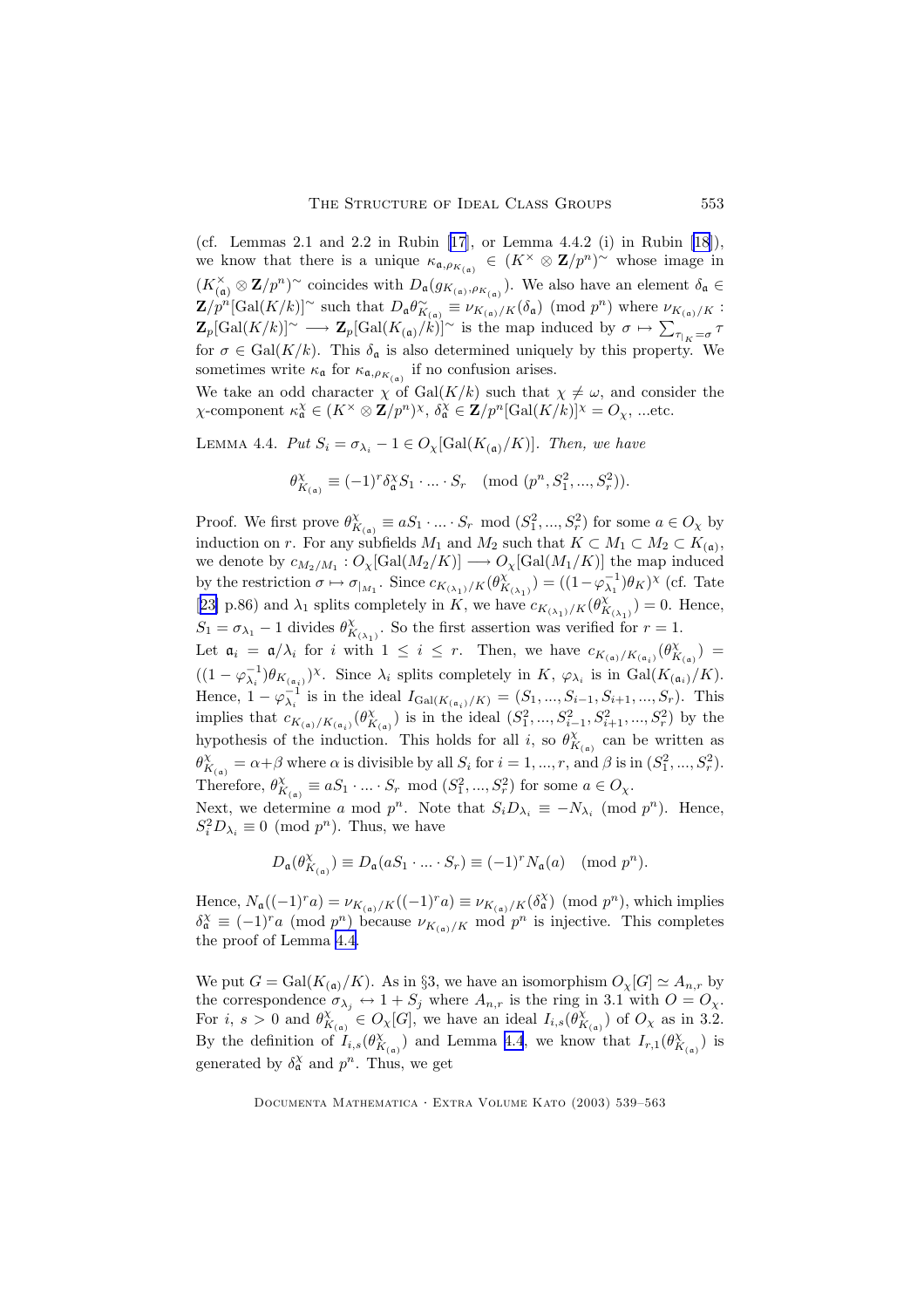(cf. Lemmas 2.1 and 2.2 in Rubin [17], or Lemma 4.4.2 (i) in Rubin [18]), we know that there is a unique $\kappa_{\mathfrak{a},\rho_{K_{(\mathfrak{a})}}} \in (K^\times \otimes \mathbf{Z}/p^n)^\sim$ whose image in $(K_{(\mathfrak{a})}^\times \otimes \mathbf{Z}/p^n)^\sim$ coincides with $D_\mathfrak{a}(g_{K_{(\mathfrak{a})},\rho_{K_{(\mathfrak{a})}}})$. We also have an element $\delta_\mathfrak{a} \in \mathbf{Z}/p^n[\mathrm{Gal}(K/k)]^\sim$ such that $D_\mathfrak{a}\theta^\sim_{K_{(\mathfrak{a})}} \equiv \nu_{K_{(\mathfrak{a})}/K}(\delta_\mathfrak{a}) \pmod{p^n}$ where $\nu_{K_{(\mathfrak{a})}/K} : \mathbf{Z}_p[\mathrm{Gal}(K/k)]^\sim \longrightarrow \mathbf{Z}_p[\mathrm{Gal}(K_{(\mathfrak{a})}/k)]^\sim$ is the map induced by $\sigma \mapsto \sum_{\tau_{|K}=\sigma} \tau$ for $\sigma \in \mathrm{Gal}(K/k)$. This $\delta_\mathfrak{a}$ is also determined uniquely by this property. We sometimes write $\kappa_\mathfrak{a}$ for $\kappa_{\mathfrak{a},\rho_{K_{(\mathfrak{a})}}}$ if no confusion arises.

We take an odd character $\chi$ of $\mathrm{Gal}(K/k)$ such that $\chi \neq \omega$, and consider the $\chi$-component $\kappa_\mathfrak{a}^\chi \in (K^\times \otimes \mathbf{Z}/p^n)^\chi$, $\delta_\mathfrak{a}^\chi \in \mathbf{Z}/p^n[\mathrm{Gal}(K/k)]^\chi = O_\chi$, ...etc.

Lemma 4.4. *Put $S_i = \sigma_{\lambda_i} - 1 \in O_\chi[\mathrm{Gal}(K_{(\mathfrak{a})}/K)]$. Then, we have*

$$\theta^\chi_{K_{(\mathfrak{a})}} \equiv (-1)^r \delta_\mathfrak{a}^\chi S_1 \cdot \ldots \cdot S_r \pmod{(p^n, S_1^2, ..., S_r^2)}.$$

Proof. We first prove $\theta^\chi_{K_{(\mathfrak{a})}} \equiv a S_1 \cdot \ldots \cdot S_r \mod (S_1^2, ..., S_r^2)$ for some $a \in O_\chi$ by induction on $r$. For any subfields $M_1$ and $M_2$ such that $K \subset M_1 \subset M_2 \subset K_{(\mathfrak{a})}$, we denote by $c_{M_2/M_1} : O_\chi[\mathrm{Gal}(M_2/K)] \longrightarrow O_\chi[\mathrm{Gal}(M_1/K)]$ the map induced by the restriction $\sigma \mapsto \sigma_{|M_1}$. Since $c_{K_{(\lambda_1)}/K}(\theta^\chi_{K_{(\lambda_1)}}) = ((1-\varphi_{\lambda_1}^{-1})\theta_K)^\chi$ (cf. Tate [23] p.86) and $\lambda_1$ splits completely in $K$, we have $c_{K_{(\lambda_1)}/K}(\theta^\chi_{K_{(\lambda_1)}}) = 0$. Hence, $S_1 = \sigma_{\lambda_1} - 1$ divides $\theta^\chi_{K_{(\lambda_1)}}$. So the first assertion was verified for $r = 1$.

Let $\mathfrak{a}_i = \mathfrak{a}/\lambda_i$ for $i$ with $1 \leq i \leq r$. Then, we have $c_{K_{(\mathfrak{a})}/K_{(\mathfrak{a}_i)}}(\theta^\chi_{K_{(\mathfrak{a})}}) = ((1-\varphi_{\lambda_i}^{-1})\theta_{K_{(\mathfrak{a}_i)}})^\chi$. Since $\lambda_i$ splits completely in $K$, $\varphi_{\lambda_i}$ is in $\mathrm{Gal}(K_{(\mathfrak{a}_i)}/K)$. Hence, $1 - \varphi_{\lambda_i}^{-1}$ is in the ideal $I_{\mathrm{Gal}(K_{(\mathfrak{a}_i)}/K)} = (S_1, ..., S_{i-1}, S_{i+1}, ..., S_r)$. This implies that $c_{K_{(\mathfrak{a})}/K_{(\mathfrak{a}_i)}}(\theta^\chi_{K_{(\mathfrak{a})}})$ is in the ideal $(S_1^2, ..., S_{i-1}^2, S_{i+1}^2, ..., S_r^2)$ by the hypothesis of the induction. This holds for all $i$, so $\theta^\chi_{K_{(\mathfrak{a})}}$ can be written as $\theta^\chi_{K_{(\mathfrak{a})}} = \alpha + \beta$ where $\alpha$ is divisible by all $S_i$ for $i = 1, ..., r$, and $\beta$ is in $(S_1^2, ..., S_r^2)$. Therefore, $\theta^\chi_{K_{(\mathfrak{a})}} \equiv a S_1 \cdot \ldots \cdot S_r \mod (S_1^2, ..., S_r^2)$ for some $a \in O_\chi$.

Next, we determine $a$ mod $p^n$. Note that $S_i D_{\lambda_i} \equiv -N_{\lambda_i} \pmod{p^n}$. Hence, $S_i^2 D_{\lambda_i} \equiv 0 \pmod{p^n}$. Thus, we have

$$D_\mathfrak{a}(\theta^\chi_{K_{(\mathfrak{a})}}) \equiv D_\mathfrak{a}(a S_1 \cdot \ldots \cdot S_r) \equiv (-1)^r N_\mathfrak{a}(a) \pmod{p^n}.$$

Hence, $N_\mathfrak{a}((-1)^r a) = \nu_{K_{(\mathfrak{a})}/K}((-1)^r a) \equiv \nu_{K_{(\mathfrak{a})}/K}(\delta_\mathfrak{a}^\chi) \pmod{p^n}$, which implies $\delta_\mathfrak{a}^\chi \equiv (-1)^r a \pmod{p^n}$ because $\nu_{K_{(\mathfrak{a})}/K}$ mod $p^n$ is injective. This completes the proof of Lemma 4.4.

We put $G = \mathrm{Gal}(K_{(\mathfrak{a})}/K)$. As in §3, we have an isomorphism $O_\chi[G] \simeq A_{n,r}$ by the correspondence $\sigma_{\lambda_j} \leftrightarrow 1 + S_j$ where $A_{n,r}$ is the ring in 3.1 with $O = O_\chi$. For $i$, $s > 0$ and $\theta^\chi_{K_{(\mathfrak{a})}} \in O_\chi[G]$, we have an ideal $I_{i,s}(\theta^\chi_{K_{(\mathfrak{a})}})$ of $O_\chi$ as in 3.2. By the definition of $I_{i,s}(\theta^\chi_{K_{(\mathfrak{a})}})$ and Lemma 4.4, we know that $I_{r,1}(\theta^\chi_{K_{(\mathfrak{a})}})$ is generated by $\delta_\mathfrak{a}^\chi$ and $p^n$. Thus, we get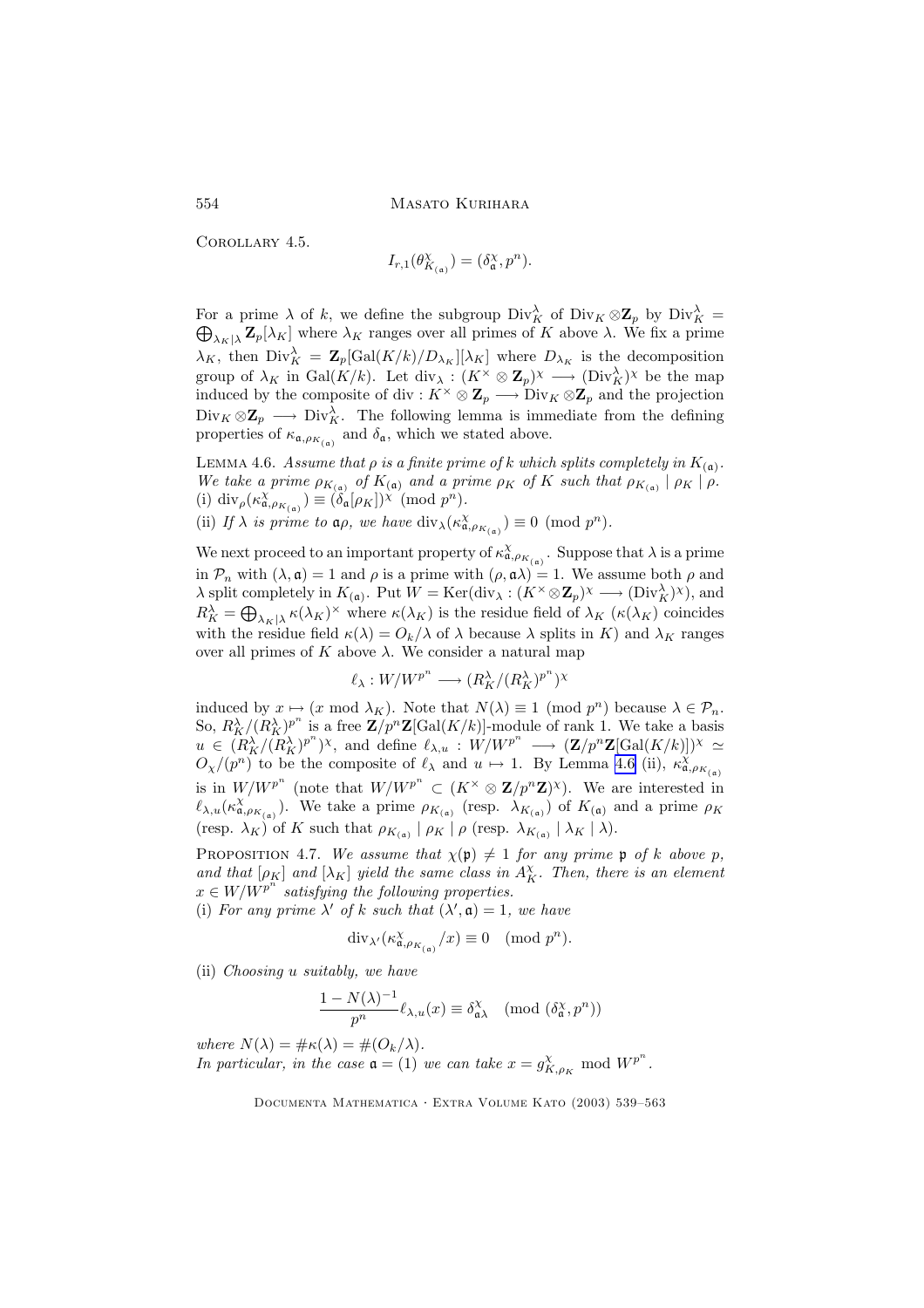Corollary 4.5.

$$I_{r,1}(\theta^{\chi}_{K_{(\mathfrak{a})}}) = (\delta^{\chi}_{\mathfrak{a}}, p^n).$$

For a prime $\lambda$ of $k$, we define the subgroup $\mathrm{Div}^{\lambda}_K$ of $\mathrm{Div}_K \otimes \mathbf{Z}_p$ by $\mathrm{Div}^{\lambda}_K = \bigoplus_{\lambda_K | \lambda} \mathbf{Z}_p[\lambda_K]$ where $\lambda_K$ ranges over all primes of $K$ above $\lambda$. We fix a prime $\lambda_K$, then $\mathrm{Div}^{\lambda}_K = \mathbf{Z}_p[\mathrm{Gal}(K/k)/D_{\lambda_K}][\lambda_K]$ where $D_{\lambda_K}$ is the decomposition group of $\lambda_K$ in $\mathrm{Gal}(K/k)$. Let $\mathrm{div}_{\lambda} : (K^{\times} \otimes \mathbf{Z}_p)^{\chi} \longrightarrow (\mathrm{Div}^{\lambda}_K)^{\chi}$ be the map induced by the composite of $\mathrm{div} : K^{\times} \otimes \mathbf{Z}_p \longrightarrow \mathrm{Div}_K \otimes \mathbf{Z}_p$ and the projection $\mathrm{Div}_K \otimes \mathbf{Z}_p \longrightarrow \mathrm{Div}^{\lambda}_K$. The following lemma is immediate from the defining properties of $\kappa_{\mathfrak{a}, \rho_{K_{(\mathfrak{a})}}}$ and $\delta_{\mathfrak{a}}$, which we stated above.

Lemma 4.6. *Assume that $\rho$ is a finite prime of $k$ which splits completely in $K_{(\mathfrak{a})}$. We take a prime $\rho_{K_{(\mathfrak{a})}}$ of $K_{(\mathfrak{a})}$ and a prime $\rho_K$ of $K$ such that $\rho_{K_{(\mathfrak{a})}} \mid \rho_K \mid \rho$.*
(i) $\mathrm{div}_{\rho}(\kappa^{\chi}_{\mathfrak{a}, \rho_{K_{(\mathfrak{a})}}}) \equiv (\delta_{\mathfrak{a}}[\rho_K])^{\chi} \pmod{p^n}$.
(ii) *If $\lambda$ is prime to $\mathfrak{a}\rho$, we have* $\mathrm{div}_{\lambda}(\kappa^{\chi}_{\mathfrak{a}, \rho_{K_{(\mathfrak{a})}}}) \equiv 0 \pmod{p^n}$.

We next proceed to an important property of $\kappa^{\chi}_{\mathfrak{a}, \rho_{K_{(\mathfrak{a})}}}$. Suppose that $\lambda$ is a prime in $\mathcal{P}_n$ with $(\lambda, \mathfrak{a}) = 1$ and $\rho$ is a prime with $(\rho, \mathfrak{a}\lambda) = 1$. We assume both $\rho$ and $\lambda$ split completely in $K_{(\mathfrak{a})}$. Put $W = \mathrm{Ker}(\mathrm{div}_{\lambda} : (K^{\times} \otimes \mathbf{Z}_p)^{\chi} \longrightarrow (\mathrm{Div}^{\lambda}_K)^{\chi})$, and $R^{\lambda}_K = \bigoplus_{\lambda_K | \lambda} \kappa(\lambda_K)^{\times}$ where $\kappa(\lambda_K)$ is the residue field of $\lambda_K$ ($\kappa(\lambda_K)$ coincides with the residue field $\kappa(\lambda) = O_k/\lambda$ of $\lambda$ because $\lambda$ splits in $K$) and $\lambda_K$ ranges over all primes of $K$ above $\lambda$. We consider a natural map

$$\ell_{\lambda} : W/W^{p^n} \longrightarrow (R^{\lambda}_K/(R^{\lambda}_K)^{p^n})^{\chi}$$

induced by $x \mapsto (x \bmod \lambda_K)$. Note that $N(\lambda) \equiv 1 \pmod{p^n}$ because $\lambda \in \mathcal{P}_n$. So, $R^{\lambda}_K/(R^{\lambda}_K)^{p^n}$ is a free $\mathbf{Z}/p^n\mathbf{Z}[\mathrm{Gal}(K/k)]$-module of rank 1. We take a basis $u \in (R^{\lambda}_K/(R^{\lambda}_K)^{p^n})^{\chi}$, and define $\ell_{\lambda,u} : W/W^{p^n} \longrightarrow (\mathbf{Z}/p^n\mathbf{Z}[\mathrm{Gal}(K/k)])^{\chi} \simeq O_{\chi}/(p^n)$ to be the composite of $\ell_{\lambda}$ and $u \mapsto 1$. By Lemma 4.6 (ii), $\kappa^{\chi}_{\mathfrak{a}, \rho_{K_{(\mathfrak{a})}}}$ is in $W/W^{p^n}$ (note that $W/W^{p^n} \subset (K^{\times} \otimes \mathbf{Z}/p^n\mathbf{Z})^{\chi}$). We are interested in $\ell_{\lambda,u}(\kappa^{\chi}_{\mathfrak{a}, \rho_{K_{(\mathfrak{a})}}})$. We take a prime $\rho_{K_{(\mathfrak{a})}}$ (resp. $\lambda_{K_{(\mathfrak{a})}}$) of $K_{(\mathfrak{a})}$ and a prime $\rho_K$ (resp. $\lambda_K$) of $K$ such that $\rho_{K_{(\mathfrak{a})}} \mid \rho_K \mid \rho$ (resp. $\lambda_{K_{(\mathfrak{a})}} \mid \lambda_K \mid \lambda$).

Proposition 4.7. *We assume that $\chi(\mathfrak{p}) \neq 1$ for any prime $\mathfrak{p}$ of $k$ above $p$, and that $[\rho_K]$ and $[\lambda_K]$ yield the same class in $A^{\chi}_K$. Then, there is an element $x \in W/W^{p^n}$ satisfying the following properties.*
(i) *For any prime $\lambda'$ of $k$ such that $(\lambda', \mathfrak{a}) = 1$, we have*

$$\mathrm{div}_{\lambda'}(\kappa^{\chi}_{\mathfrak{a}, \rho_{K_{(\mathfrak{a})}}}/x) \equiv 0 \pmod{p^n}.$$

(ii) *Choosing $u$ suitably, we have*

$$\frac{1 - N(\lambda)^{-1}}{p^n} \ell_{\lambda,u}(x) \equiv \delta^{\chi}_{\mathfrak{a}\lambda} \pmod{(\delta^{\chi}_{\mathfrak{a}}, p^n)}$$

*where $N(\lambda) = \#\kappa(\lambda) = \#(O_k/\lambda)$.*
*In particular, in the case $\mathfrak{a} = (1)$ we can take $x = g^{\chi}_{K,\rho_K} \bmod W^{p^n}$.*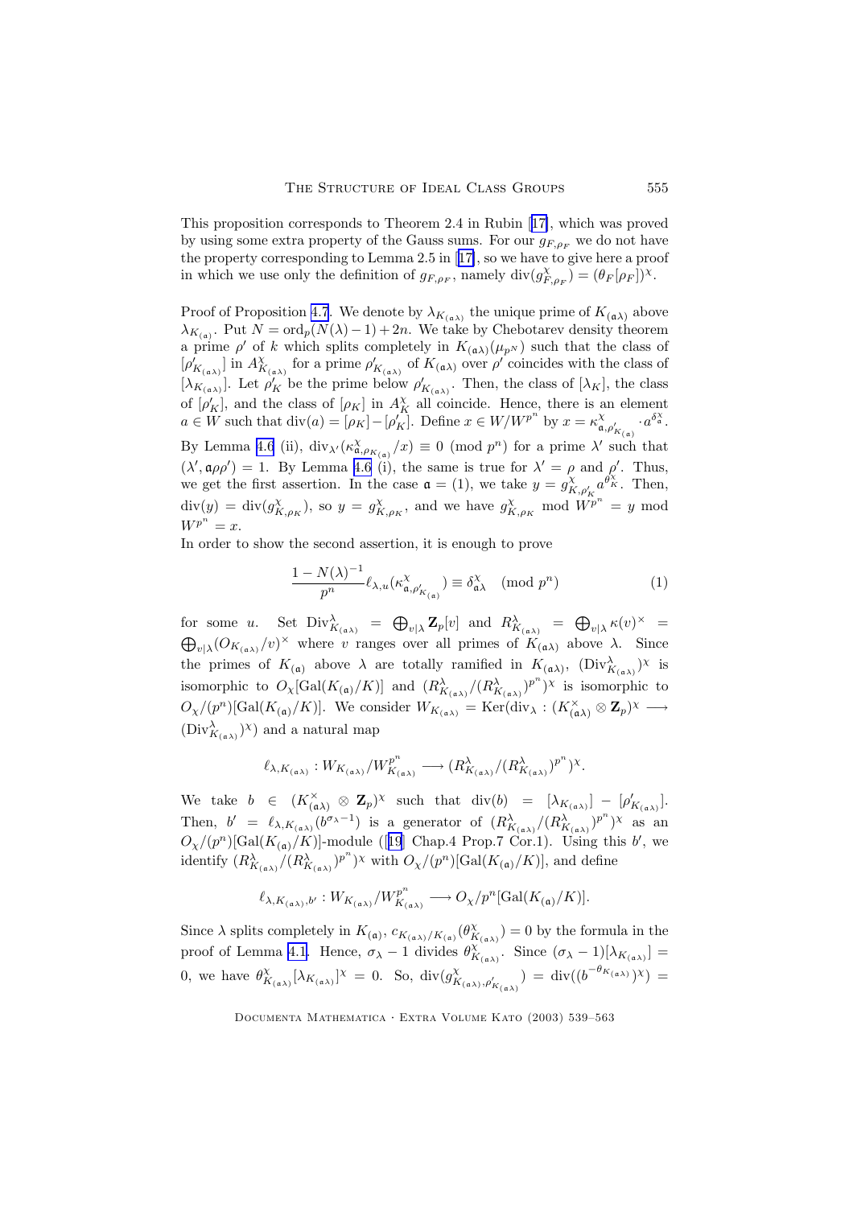This proposition corresponds to Theorem 2.4 in Rubin [17], which was proved by using some extra property of the Gauss sums. For our $g_{F,\rho_F}$ we do not have the property corresponding to Lemma 2.5 in [17], so we have to give here a proof in which we use only the definition of $g_{F,\rho_F}$, namely $\mathrm{div}(g^{\chi}_{F,\rho_F}) = (\theta_F[\rho_F])^{\chi}$.

Proof of Proposition 4.7. We denote by $\lambda_{K_{(\mathfrak{a}\lambda)}}$ the unique prime of $K_{(\mathfrak{a}\lambda)}$ above $\lambda_{K_{(\mathfrak{a})}}$. Put $N = \mathrm{ord}_p(N(\lambda)-1)+2n$. We take by Chebotarev density theorem a prime $\rho'$ of $k$ which splits completely in $K_{(\mathfrak{a}\lambda)}(\mu_{p^N})$ such that the class of $[\rho'_{K_{(\mathfrak{a}\lambda)}}]$ in $A^{\chi}_{K_{(\mathfrak{a}\lambda)}}$ for a prime $\rho'_{K_{(\mathfrak{a}\lambda)}}$ of $K_{(\mathfrak{a}\lambda)}$ over $\rho'$ coincides with the class of $[\lambda_{K_{(\mathfrak{a}\lambda)}}]$. Let $\rho'_K$ be the prime below $\rho'_{K_{(\mathfrak{a}\lambda)}}$. Then, the class of $[\lambda_K]$, the class of $[\rho'_K]$, and the class of $[\rho_K]$ in $A^{\chi}_K$ all coincide. Hence, there is an element $a \in W$ such that $\mathrm{div}(a) = [\rho_K]-[\rho'_K]$. Define $x \in W/W^{p^n}$ by $x = \kappa^{\chi}_{\mathfrak{a},\rho'_{K_{(\mathfrak{a})}}} \cdot a^{\delta^{\chi}_{\mathfrak{a}}}$. By Lemma 4.6 (ii), $\mathrm{div}_{\lambda'}(\kappa^{\chi}_{\mathfrak{a},\rho_{K_{(\mathfrak{a})}}}/x) \equiv 0 \pmod{p^n}$ for a prime $\lambda'$ such that $(\lambda', \mathfrak{a}\rho\rho') = 1$. By Lemma 4.6 (i), the same is true for $\lambda' = \rho$ and $\rho'$. Thus, we get the first assertion. In the case $\mathfrak{a} = (1)$, we take $y = g^{\chi}_{K,\rho'_K} a^{\theta^{\chi}_K}$. Then, $\mathrm{div}(y) = \mathrm{div}(g^{\chi}_{K,\rho_K})$, so $y = g^{\chi}_{K,\rho_K}$, and we have $g^{\chi}_{K,\rho_K} \bmod W^{p^n} = y \bmod W^{p^n} = x$.

In order to show the second assertion, it is enough to prove

$$\frac{1-N(\lambda)^{-1}}{p^n}\ell_{\lambda,u}(\kappa^{\chi}_{\mathfrak{a},\rho'_{K_{(\mathfrak{a})}}}) \equiv \delta^{\chi}_{\mathfrak{a}\lambda} \pmod{p^n} \tag{1}$$

for some $u$. Set $\mathrm{Div}^{\lambda}_{K_{(\mathfrak{a}\lambda)}} = \bigoplus_{v|\lambda}\mathbf{Z}_p[v]$ and $R^{\lambda}_{K_{(\mathfrak{a}\lambda)}} = \bigoplus_{v|\lambda}\kappa(v)^{\times} = \bigoplus_{v|\lambda}(O_{K_{(\mathfrak{a}\lambda)}}/v)^{\times}$ where $v$ ranges over all primes of $K_{(\mathfrak{a}\lambda)}$ above $\lambda$. Since the primes of $K_{(\mathfrak{a})}$ above $\lambda$ are totally ramified in $K_{(\mathfrak{a}\lambda)}$, $(\mathrm{Div}^{\lambda}_{K_{(\mathfrak{a}\lambda)}})^{\chi}$ is isomorphic to $O_{\chi}[\mathrm{Gal}(K_{(\mathfrak{a})}/K)]$ and $(R^{\lambda}_{K_{(\mathfrak{a}\lambda)}}/(R^{\lambda}_{K_{(\mathfrak{a}\lambda)}})^{p^n})^{\chi}$ is isomorphic to $O_{\chi}/(p^n)[\mathrm{Gal}(K_{(\mathfrak{a})}/K)]$. We consider $W_{K_{(\mathfrak{a}\lambda)}} = \mathrm{Ker}(\mathrm{div}_{\lambda} : (K^{\times}_{(\mathfrak{a}\lambda)}\otimes\mathbf{Z}_p)^{\chi} \longrightarrow (\mathrm{Div}^{\lambda}_{K_{(\mathfrak{a}\lambda)}})^{\chi})$ and a natural map

$$\ell_{\lambda,K_{(\mathfrak{a}\lambda)}} : W_{K_{(\mathfrak{a}\lambda)}}/W^{p^n}_{K_{(\mathfrak{a}\lambda)}} \longrightarrow (R^{\lambda}_{K_{(\mathfrak{a}\lambda)}}/(R^{\lambda}_{K_{(\mathfrak{a}\lambda)}})^{p^n})^{\chi}.$$

We take $b \in (K^{\times}_{(\mathfrak{a}\lambda)}\otimes\mathbf{Z}_p)^{\chi}$ such that $\mathrm{div}(b) = [\lambda_{K_{(\mathfrak{a}\lambda)}}] - [\rho'_{K_{(\mathfrak{a}\lambda)}}]$. Then, $b' = \ell_{\lambda,K_{(\mathfrak{a}\lambda)}}(b^{\sigma_{\lambda}-1})$ is a generator of $(R^{\lambda}_{K_{(\mathfrak{a}\lambda)}}/(R^{\lambda}_{K_{(\mathfrak{a}\lambda)}})^{p^n})^{\chi}$ as an $O_{\chi}/(p^n)[\mathrm{Gal}(K_{(\mathfrak{a})}/K)]$-module ([19] Chap.4 Prop.7 Cor.1). Using this $b'$, we identify $(R^{\lambda}_{K_{(\mathfrak{a}\lambda)}}/(R^{\lambda}_{K_{(\mathfrak{a}\lambda)}})^{p^n})^{\chi}$ with $O_{\chi}/(p^n)[\mathrm{Gal}(K_{(\mathfrak{a})}/K)]$, and define

$$\ell_{\lambda,K_{(\mathfrak{a}\lambda)},b'} : W_{K_{(\mathfrak{a}\lambda)}}/W^{p^n}_{K_{(\mathfrak{a}\lambda)}} \longrightarrow O_{\chi}/p^n[\mathrm{Gal}(K_{(\mathfrak{a})}/K)].$$

Since $\lambda$ splits completely in $K_{(\mathfrak{a})}$, $c_{K_{(\mathfrak{a}\lambda)}/K_{(\mathfrak{a})}}(\theta^{\chi}_{K_{(\mathfrak{a}\lambda)}}) = 0$ by the formula in the proof of Lemma 4.1. Hence, $\sigma_{\lambda}-1$ divides $\theta^{\chi}_{K_{(\mathfrak{a}\lambda)}}$. Since $(\sigma_{\lambda}-1)[\lambda_{K_{(\mathfrak{a}\lambda)}}] = 0$, we have $\theta^{\chi}_{K_{(\mathfrak{a}\lambda)}}[\lambda_{K_{(\mathfrak{a}\lambda)}}]^{\chi} = 0$. So, $\mathrm{div}(g^{\chi}_{K_{(\mathfrak{a}\lambda)},\rho'_{K_{(\mathfrak{a}\lambda)}}}) = \mathrm{div}((b^{-\theta_{K_{(\mathfrak{a}\lambda)}}})^{\chi}) =$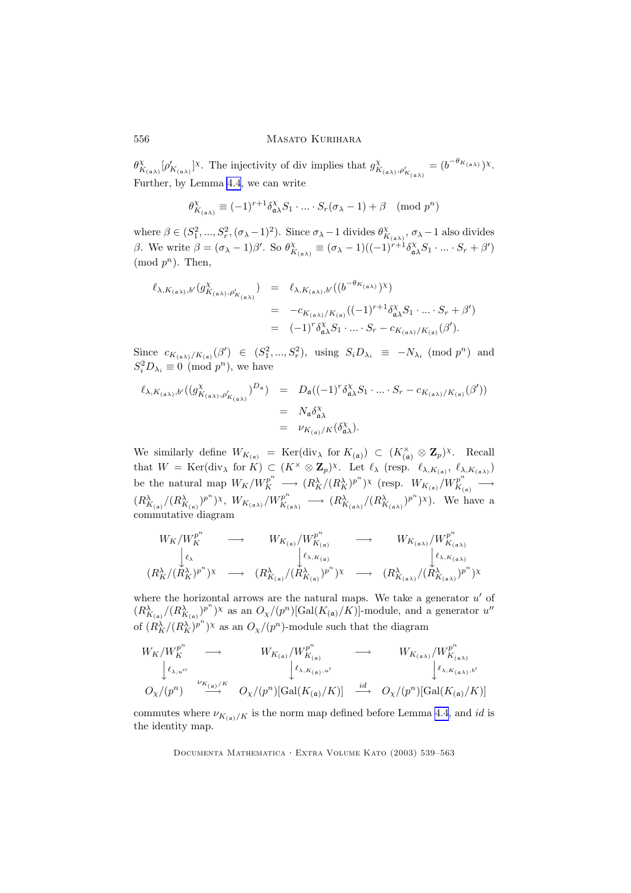$\theta^{\chi}_{K_{(\mathfrak{a}\lambda)}}[\rho'_{K_{(\mathfrak{a}\lambda)}}]^{\chi}$. The injectivity of div implies that $g^{\chi}_{K_{(\mathfrak{a}\lambda)},\rho'_{K_{(\mathfrak{a}\lambda)}}} = (b^{-\theta_{K_{(\mathfrak{a}\lambda)}}})^{\chi}$. Further, by Lemma 4.4, we can write

$$\theta^{\chi}_{K_{(\mathfrak{a}\lambda)}} \equiv (-1)^{r+1}\delta^{\chi}_{\mathfrak{a}\lambda}S_1\cdot\ldots\cdot S_r(\sigma_\lambda - 1) + \beta \pmod{p^n}$$

where $\beta \in (S_1^2,...,S_r^2,(\sigma_\lambda-1)^2)$. Since $\sigma_\lambda - 1$ divides $\theta^{\chi}_{K_{(\mathfrak{a}\lambda)}}$, $\sigma_\lambda - 1$ also divides $\beta$. We write $\beta = (\sigma_\lambda - 1)\beta'$. So $\theta^{\chi}_{K_{(\mathfrak{a}\lambda)}} \equiv (\sigma_\lambda - 1)((-1)^{r+1}\delta^{\chi}_{\mathfrak{a}\lambda}S_1\cdot\ldots\cdot S_r + \beta')$ (mod $p^n$). Then,

$$\begin{aligned}
\ell_{\lambda,K_{(\mathfrak{a}\lambda)},b'}(g^{\chi}_{K_{(\mathfrak{a}\lambda)},\rho'_{K_{(\mathfrak{a}\lambda)}}}) &= \ell_{\lambda,K_{(\mathfrak{a}\lambda)},b'}((b^{-\theta_{K_{(\mathfrak{a}\lambda)}}})^{\chi})\\
&= -c_{K_{(\mathfrak{a}\lambda)}/K_{(\mathfrak{a})}}((-1)^{r+1}\delta^{\chi}_{\mathfrak{a}\lambda}S_1\cdot\ldots\cdot S_r + \beta')\\
&= (-1)^r\delta^{\chi}_{\mathfrak{a}\lambda}S_1\cdot\ldots\cdot S_r - c_{K_{(\mathfrak{a}\lambda)}/K_{(\mathfrak{a})}}(\beta').
\end{aligned}$$

Since $c_{K_{(\mathfrak{a}\lambda)}/K_{(\mathfrak{a})}}(\beta') \in (S_1^2,...,S_r^2)$, using $S_iD_{\lambda_i} \equiv -N_{\lambda_i} \pmod{p^n}$ and $S_i^2D_{\lambda_i} \equiv 0 \pmod{p^n}$, we have

$$\begin{aligned}
\ell_{\lambda,K_{(\mathfrak{a}\lambda)},b'}((g^{\chi}_{K_{(\mathfrak{a}\lambda)},\rho'_{K_{(\mathfrak{a}\lambda)}}})^{D_{\mathfrak{a}}}) &= D_{\mathfrak{a}}((-1)^r\delta^{\chi}_{\mathfrak{a}\lambda}S_1\cdot\ldots\cdot S_r - c_{K_{(\mathfrak{a}\lambda)}/K_{(\mathfrak{a})}}(\beta'))\\
&= N_{\mathfrak{a}}\delta^{\chi}_{\mathfrak{a}\lambda}\\
&= \nu_{K_{(\mathfrak{a})}/K}(\delta^{\chi}_{\mathfrak{a}\lambda}).
\end{aligned}$$

We similarly define $W_{K_{(\mathfrak{a})}} = \mathrm{Ker}(\mathrm{div}_\lambda \text{ for } K_{(\mathfrak{a})}) \subset (K^{\times}_{(\mathfrak{a})} \otimes \mathbf{Z}_p)^{\chi}$. Recall that $W = \mathrm{Ker}(\mathrm{div}_\lambda \text{ for } K) \subset (K^{\times} \otimes \mathbf{Z}_p)^{\chi}$. Let $\ell_\lambda$ (resp. $\ell_{\lambda,K_{(\mathfrak{a})}}$, $\ell_{\lambda,K_{(\mathfrak{a}\lambda)}}$) be the natural map $W_K/W_K^{p^n} \longrightarrow (R_K^\lambda/(R_K^\lambda)^{p^n})^{\chi}$ (resp. $W_{K_{(\mathfrak{a})}}/W_{K_{(\mathfrak{a})}}^{p^n} \longrightarrow (R^\lambda_{K_{(\mathfrak{a})}}/(R^\lambda_{K_{(\mathfrak{a})}})^{p^n})^{\chi}$, $W_{K_{(\mathfrak{a}\lambda)}}/W_{K_{(\mathfrak{a}\lambda)}}^{p^n} \longrightarrow (R^\lambda_{K_{(\mathfrak{a}\lambda)}}/(R^\lambda_{K_{(\mathfrak{a}\lambda)}})^{p^n})^{\chi}$). We have a commutative diagram

$$\begin{array}{ccccc}
W_K/W_K^{p^n} & \longrightarrow & W_{K_{(\mathfrak{a})}}/W_{K_{(\mathfrak{a})}}^{p^n} & \longrightarrow & W_{K_{(\mathfrak{a}\lambda)}}/W_{K_{(\mathfrak{a}\lambda)}}^{p^n}\\
\downarrow{\scriptstyle \ell_\lambda} & & \downarrow{\scriptstyle \ell_{\lambda,K_{(\mathfrak{a})}}} & & \downarrow{\scriptstyle \ell_{\lambda,K_{(\mathfrak{a}\lambda)}}}\\
(R_K^\lambda/(R_K^\lambda)^{p^n})^{\chi} & \longrightarrow & (R^\lambda_{K_{(\mathfrak{a})}}/(R^\lambda_{K_{(\mathfrak{a})}})^{p^n})^{\chi} & \longrightarrow & (R^\lambda_{K_{(\mathfrak{a}\lambda)}}/(R^\lambda_{K_{(\mathfrak{a}\lambda)}})^{p^n})^{\chi}
\end{array}$$

where the horizontal arrows are the natural maps. We take a generator $u'$ of $(R^\lambda_{K_{(\mathfrak{a})}}/(R^\lambda_{K_{(\mathfrak{a})}})^{p^n})^{\chi}$ as an $O_\chi/(p^n)[\mathrm{Gal}(K_{(\mathfrak{a})}/K)]$-module, and a generator $u''$ of $(R_K^\lambda/(R_K^\lambda)^{p^n})^{\chi}$ as an $O_\chi/(p^n)$-module such that the diagram

$$\begin{array}{ccccc}
W_K/W_K^{p^n} & \longrightarrow & W_{K_{(\mathfrak{a})}}/W_{K_{(\mathfrak{a})}}^{p^n} & \longrightarrow & W_{K_{(\mathfrak{a}\lambda)}}/W_{K_{(\mathfrak{a}\lambda)}}^{p^n}\\
\downarrow{\scriptstyle \ell_{\lambda,u''}} & & \downarrow{\scriptstyle \ell_{\lambda,K_{(\mathfrak{a})},u'}} & & \downarrow{\scriptstyle \ell_{\lambda,K_{(\mathfrak{a}\lambda)},b'}}\\
O_\chi/(p^n) & \stackrel{\nu_{K_{(\mathfrak{a})}/K}}{\longrightarrow} & O_\chi/(p^n)[\mathrm{Gal}(K_{(\mathfrak{a})}/K)] & \stackrel{id}{\longrightarrow} & O_\chi/(p^n)[\mathrm{Gal}(K_{(\mathfrak{a})}/K)]
\end{array}$$

commutes where $\nu_{K_{(\mathfrak{a})}/K}$ is the norm map defined before Lemma 4.4, and $id$ is the identity map.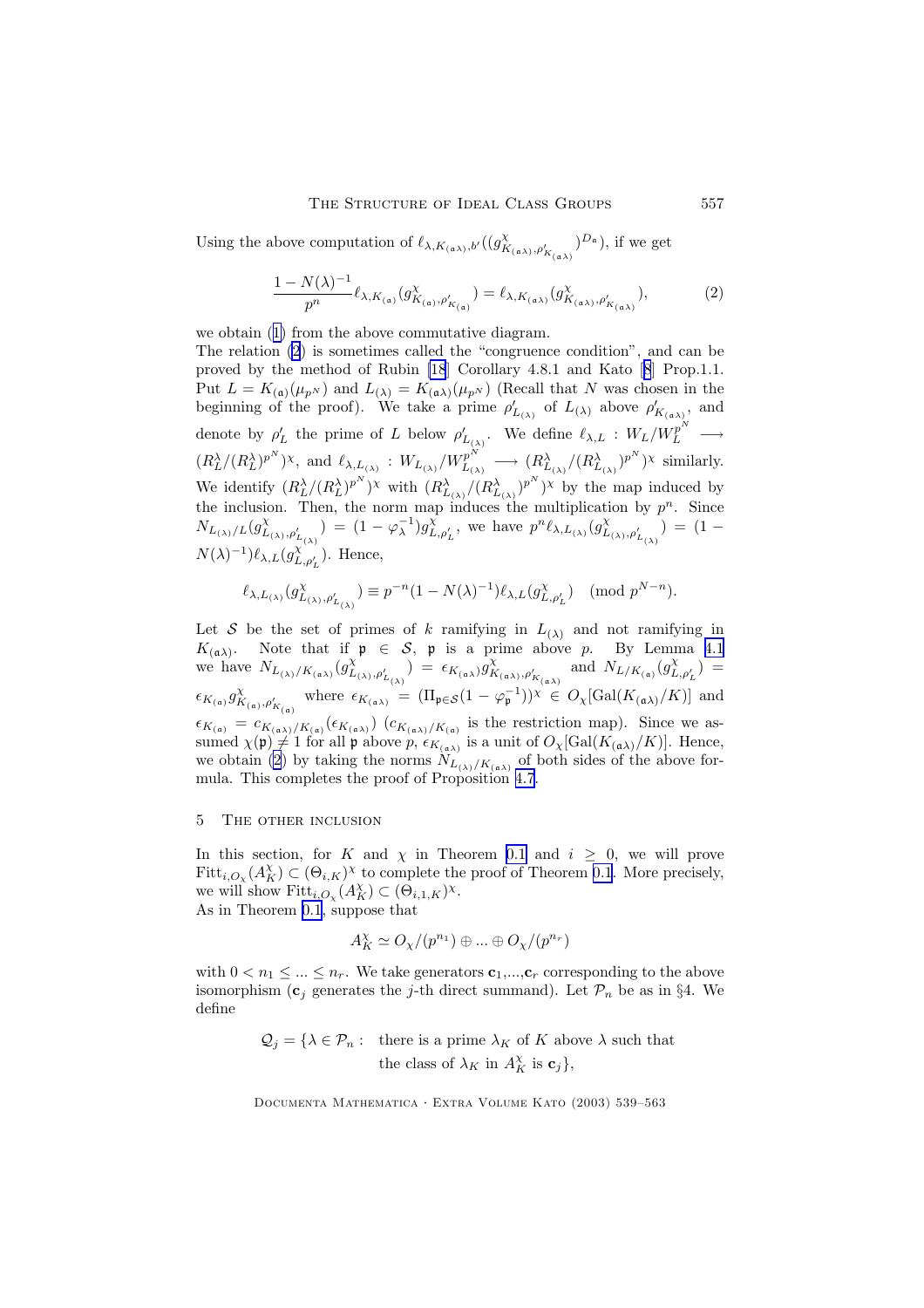Using the above computation of $\ell_{\lambda,K_{(\mathfrak{a}\lambda)},b'}((g^{\chi}_{K_{(\mathfrak{a}\lambda)},\rho'_{K_{(\mathfrak{a}\lambda)}}})^{D_{\mathfrak{a}}})$, if we get

$$\frac{1-N(\lambda)^{-1}}{p^n}\ell_{\lambda,K_{(\mathfrak{a})}}(g^{\chi}_{K_{(\mathfrak{a})},\rho'_{K_{(\mathfrak{a})}}}) = \ell_{\lambda,K_{(\mathfrak{a}\lambda)}}(g^{\chi}_{K_{(\mathfrak{a}\lambda)},\rho'_{K_{(\mathfrak{a}\lambda)}}}), \tag{2}$$

we obtain (1) from the above commutative diagram.

The relation (2) is sometimes called the "congruence condition", and can be proved by the method of Rubin [18] Corollary 4.8.1 and Kato [8] Prop.1.1. Put $L = K_{(\mathfrak{a})}(\mu_{p^N})$ and $L_{(\lambda)} = K_{(\mathfrak{a}\lambda)}(\mu_{p^N})$ (Recall that $N$ was chosen in the beginning of the proof). We take a prime $\rho'_{L_{(\lambda)}}$ of $L_{(\lambda)}$ above $\rho'_{K_{(\mathfrak{a}\lambda)}}$, and denote by $\rho'_L$ the prime of $L$ below $\rho'_{L_{(\lambda)}}$. We define $\ell_{\lambda,L} : W_L/W_L^{p^N} \longrightarrow (R^{\lambda}_L/(R^{\lambda}_L)^{p^N})^{\chi}$, and $\ell_{\lambda,L_{(\lambda)}} : W_{L_{(\lambda)}}/W^{p^N}_{L_{(\lambda)}} \longrightarrow (R^{\lambda}_{L_{(\lambda)}}/(R^{\lambda}_{L_{(\lambda)}})^{p^N})^{\chi}$ similarly. We identify $(R^{\lambda}_L/(R^{\lambda}_L)^{p^N})^{\chi}$ with $(R^{\lambda}_{L_{(\lambda)}}/(R^{\lambda}_{L_{(\lambda)}})^{p^N})^{\chi}$ by the map induced by the inclusion. Then, the norm map induces the multiplication by $p^n$. Since $N_{L_{(\lambda)}/L}(g^{\chi}_{L_{(\lambda)},\rho'_{L_{(\lambda)}}}) = (1-\varphi_{\lambda}^{-1})g^{\chi}_{L,\rho'_L}$, we have $p^n\ell_{\lambda,L_{(\lambda)}}(g^{\chi}_{L_{(\lambda)},\rho'_{L_{(\lambda)}}}) = (1-N(\lambda)^{-1})\ell_{\lambda,L}(g^{\chi}_{L,\rho'_L})$. Hence,

$$\ell_{\lambda,L_{(\lambda)}}(g^{\chi}_{L_{(\lambda)},\rho'_{L_{(\lambda)}}}) \equiv p^{-n}(1-N(\lambda)^{-1})\ell_{\lambda,L}(g^{\chi}_{L,\rho'_L}) \pmod{p^{N-n}}.$$

Let $\mathcal{S}$ be the set of primes of $k$ ramifying in $L_{(\lambda)}$ and not ramifying in $K_{(\mathfrak{a}\lambda)}$. Note that if $\mathfrak{p} \in \mathcal{S}$, $\mathfrak{p}$ is a prime above $p$. By Lemma 4.1 we have $N_{L_{(\lambda)}/K_{(\mathfrak{a}\lambda)}}(g^{\chi}_{L_{(\lambda)},\rho'_{L_{(\lambda)}}}) = \epsilon_{K_{(\mathfrak{a}\lambda)}}g^{\chi}_{K_{(\mathfrak{a}\lambda)},\rho'_{K_{(\mathfrak{a}\lambda)}}}$ and $N_{L/K_{(\mathfrak{a})}}(g^{\chi}_{L,\rho'_L}) = \epsilon_{K_{(\mathfrak{a})}}g^{\chi}_{K_{(\mathfrak{a})},\rho'_{K_{(\mathfrak{a})}}}$ where $\epsilon_{K_{(\mathfrak{a}\lambda)}} = (\Pi_{\mathfrak{p}\in\mathcal{S}}(1-\varphi_{\mathfrak{p}}^{-1}))^{\chi} \in O_{\chi}[\mathrm{Gal}(K_{(\mathfrak{a}\lambda)}/K)]$ and $\epsilon_{K_{(\mathfrak{a})}} = c_{K_{(\mathfrak{a}\lambda)}/K_{(\mathfrak{a})}}(\epsilon_{K_{(\mathfrak{a}\lambda)}})$ ($c_{K_{(\mathfrak{a}\lambda)}/K_{(\mathfrak{a})}}$ is the restriction map). Since we assumed $\chi(\mathfrak{p}) \neq 1$ for all $\mathfrak{p}$ above $p$, $\epsilon_{K_{(\mathfrak{a}\lambda)}}$ is a unit of $O_{\chi}[\mathrm{Gal}(K_{(\mathfrak{a}\lambda)}/K)]$. Hence, we obtain (2) by taking the norms $N_{L_{(\lambda)}/K_{(\mathfrak{a}\lambda)}}$ of both sides of the above formula. This completes the proof of Proposition 4.7.

## 5 The other inclusion

In this section, for $K$ and $\chi$ in Theorem 0.1 and $i \geq 0$, we will prove $\mathrm{Fitt}_{i,O_{\chi}}(A^{\chi}_K) \subset (\Theta_{i,K})^{\chi}$ to complete the proof of Theorem 0.1. More precisely, we will show $\mathrm{Fitt}_{i,O_{\chi}}(A^{\chi}_K) \subset (\Theta_{i,1,K})^{\chi}$.

As in Theorem 0.1, suppose that

$$A^{\chi}_K \simeq O_{\chi}/(p^{n_1}) \oplus ... \oplus O_{\chi}/(p^{n_r})$$

with $0 < n_1 \leq ... \leq n_r$. We take generators $\mathbf{c}_1$,...,$\mathbf{c}_r$ corresponding to the above isomorphism ($\mathbf{c}_j$ generates the $j$-th direct summand). Let $\mathcal{P}_n$ be as in §4. We define

$$\mathcal{Q}_j = \{\lambda \in \mathcal{P}_n : \text{ there is a prime } \lambda_K \text{ of } K \text{ above } \lambda \text{ such that the class of } \lambda_K \text{ in } A^{\chi}_K \text{ is } \mathbf{c}_j\},$$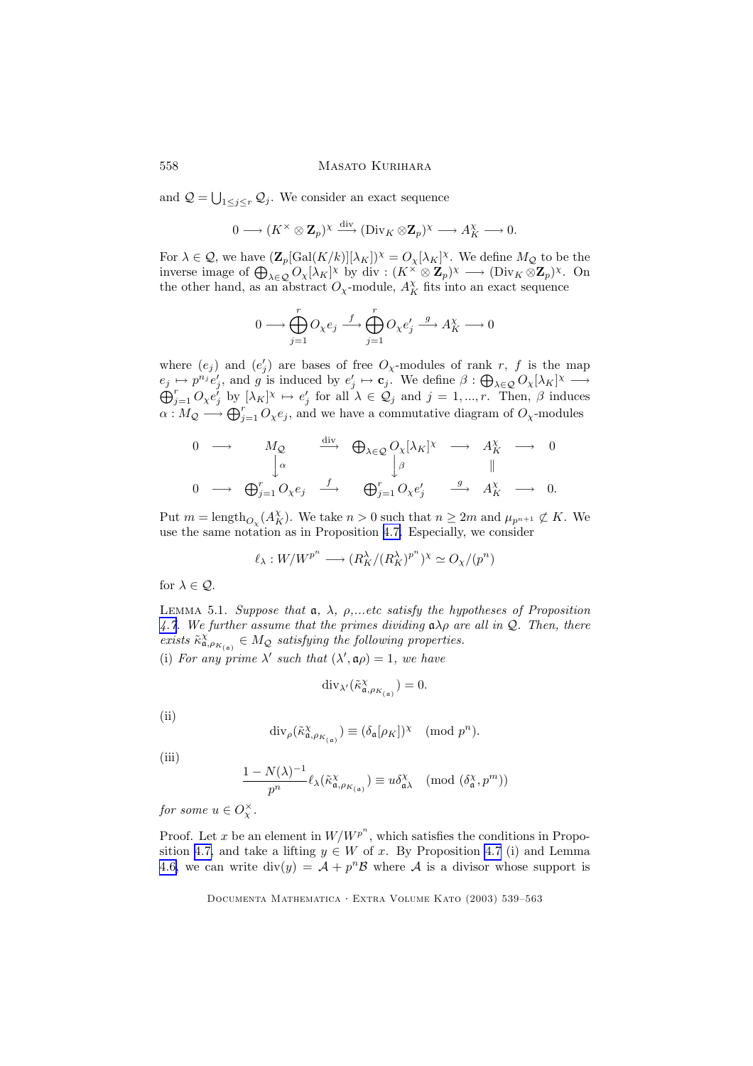and $\mathcal{Q} = \bigcup_{1 \leq j \leq r} \mathcal{Q}_j$. We consider an exact sequence

$$0 \longrightarrow (K^\times \otimes \mathbf{Z}_p)^\chi \xrightarrow{\text{div}} (\text{Div}_K \otimes \mathbf{Z}_p)^\chi \longrightarrow A_K^\chi \longrightarrow 0.$$

For $\lambda \in \mathcal{Q}$, we have $(\mathbf{Z}_p[\text{Gal}(K/k)][\lambda_K])^\chi = O_\chi[\lambda_K]^\chi$. We define $M_\mathcal{Q}$ to be the inverse image of $\bigoplus_{\lambda \in \mathcal{Q}} O_\chi[\lambda_K]^\chi$ by $\text{div} : (K^\times \otimes \mathbf{Z}_p)^\chi \longrightarrow (\text{Div}_K \otimes \mathbf{Z}_p)^\chi$. On the other hand, as an abstract $O_\chi$-module, $A_K^\chi$ fits into an exact sequence

$$0 \longrightarrow \bigoplus_{j=1}^{r} O_\chi e_j \xrightarrow{f} \bigoplus_{j=1}^{r} O_\chi e'_j \xrightarrow{g} A_K^\chi \longrightarrow 0$$

where $(e_j)$ and $(e'_j)$ are bases of free $O_\chi$-modules of rank $r$, $f$ is the map $e_j \mapsto p^{n_j} e'_j$, and $g$ is induced by $e'_j \mapsto \mathbf{c}_j$. We define $\beta : \bigoplus_{\lambda \in \mathcal{Q}} O_\chi[\lambda_K]^\chi \longrightarrow \bigoplus_{j=1}^{r} O_\chi e'_j$ by $[\lambda_K]^\chi \mapsto e'_j$ for all $\lambda \in \mathcal{Q}_j$ and $j = 1, ..., r$. Then, $\beta$ induces $\alpha : M_\mathcal{Q} \longrightarrow \bigoplus_{j=1}^{r} O_\chi e_j$, and we have a commutative diagram of $O_\chi$-modules

$$\begin{array}{ccccccccc}
0 & \longrightarrow & M_\mathcal{Q} & \xrightarrow{\text{div}} & \bigoplus_{\lambda \in \mathcal{Q}} O_\chi[\lambda_K]^\chi & \longrightarrow & A_K^\chi & \longrightarrow & 0 \\
 & & \downarrow{\alpha} & & \downarrow{\beta} & & \| & & \\
0 & \longrightarrow & \bigoplus_{j=1}^{r} O_\chi e_j & \xrightarrow{f} & \bigoplus_{j=1}^{r} O_\chi e'_j & \xrightarrow{g} & A_K^\chi & \longrightarrow & 0.
\end{array}$$

Put $m = \text{length}_{O_\chi}(A_K^\chi)$. We take $n > 0$ such that $n \geq 2m$ and $\mu_{p^{n+1}} \not\subset K$. We use the same notation as in Proposition 4.7. Especially, we consider

$$\ell_\lambda : W/W^{p^n} \longrightarrow (R_K^\lambda/(R_K^\lambda)^{p^n})^\chi \simeq O_\chi/(p^n)$$

for $\lambda \in \mathcal{Q}$.

Lemma 5.1. *Suppose that $\mathfrak{a}$, $\lambda$, $\rho$,...etc satisfy the hypotheses of Proposition 4.7. We further assume that the primes dividing $\mathfrak{a}\lambda\rho$ are all in $\mathcal{Q}$. Then, there exists $\tilde{\kappa}^\chi_{\mathfrak{a},\rho_{K_{(\mathfrak{a})}}} \in M_\mathcal{Q}$ satisfying the following properties.*
(i) *For any prime $\lambda'$ such that $(\lambda', \mathfrak{a}\rho) = 1$, we have*

$$\text{div}_{\lambda'}(\tilde{\kappa}^\chi_{\mathfrak{a},\rho_{K_{(\mathfrak{a})}}}) = 0.$$

(ii)

$$\text{div}_\rho(\tilde{\kappa}^\chi_{\mathfrak{a},\rho_{K_{(\mathfrak{a})}}}) \equiv (\delta_\mathfrak{a}[\rho_K])^\chi \pmod{p^n}.$$

(iii)

$$\frac{1 - N(\lambda)^{-1}}{p^n} \ell_\lambda(\tilde{\kappa}^\chi_{\mathfrak{a},\rho_{K_{(\mathfrak{a})}}}) \equiv u\delta^\chi_{\mathfrak{a}\lambda} \pmod{(\delta^\chi_\mathfrak{a}, p^m)}$$

*for some $u \in O_\chi^\times$.*

Proof. Let $x$ be an element in $W/W^{p^n}$, which satisfies the conditions in Proposition 4.7, and take a lifting $y \in W$ of $x$. By Proposition 4.7 (i) and Lemma 4.6, we can write $\text{div}(y) = \mathcal{A} + p^n\mathcal{B}$ where $\mathcal{A}$ is a divisor whose support is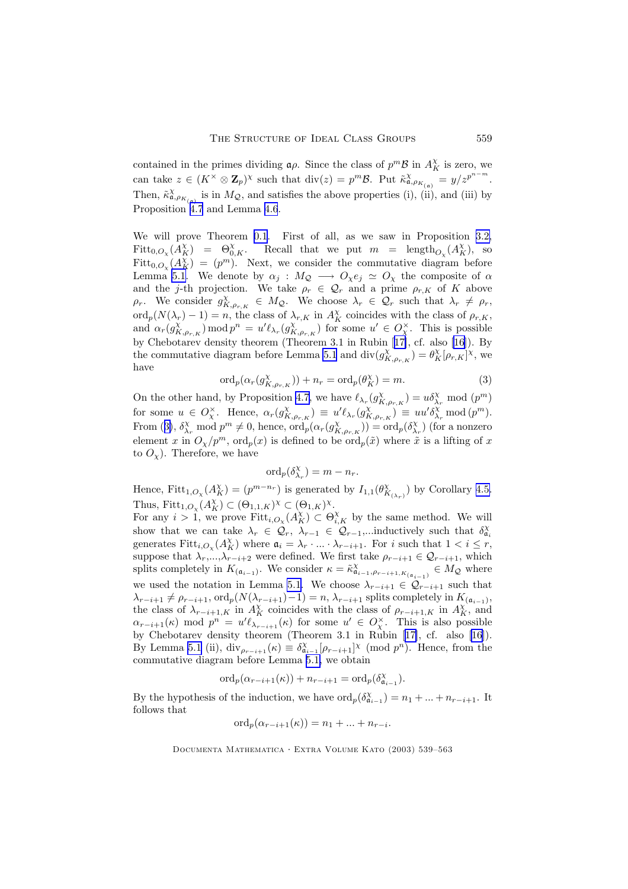contained in the primes dividing $\mathfrak{a}\rho$. Since the class of $p^m\mathcal{B}$ in $A_K^\chi$ is zero, we can take $z \in (K^\times \otimes \mathbf{Z}_p)^\chi$ such that $\mathrm{div}(z) = p^m\mathcal{B}$. Put $\tilde{\kappa}^\chi_{\mathfrak{a},\rho_{K_{(\mathfrak{a})}}} = y/z^{p^{n-m}}$. Then, $\tilde{\kappa}^\chi_{\mathfrak{a},\rho_{K_{(\mathfrak{a})}}}$ is in $M_\mathcal{Q}$, and satisfies the above properties (i), (ii), and (iii) by Proposition 4.7 and Lemma 4.6.

We will prove Theorem 0.1. First of all, as we saw in Proposition 3.2, $\mathrm{Fitt}_{0,O_\chi}(A_K^\chi) = \Theta^\chi_{0,K}$. Recall that we put $m = \mathrm{length}_{O_\chi}(A_K^\chi)$, so $\mathrm{Fitt}_{0,O_\chi}(A_K^\chi) = (p^m)$. Next, we consider the commutative diagram before Lemma 5.1. We denote by $\alpha_j : M_\mathcal{Q} \longrightarrow O_\chi e_j \simeq O_\chi$ the composite of $\alpha$ and the $j$-th projection. We take $\rho_r \in \mathcal{Q}_r$ and a prime $\rho_{r,K}$ of $K$ above $\rho_r$. We consider $g^\chi_{K,\rho_{r,K}} \in M_\mathcal{Q}$. We choose $\lambda_r \in \mathcal{Q}_r$ such that $\lambda_r \neq \rho_r$, $\mathrm{ord}_p(N(\lambda_r)-1) = n$, the class of $\lambda_{r,K}$ in $A_K^\chi$ coincides with the class of $\rho_{r,K}$, and $\alpha_r(g^\chi_{K,\rho_{r,K}}) \bmod p^n = u'\ell_{\lambda_r}(g^\chi_{K,\rho_{r,K}})$ for some $u' \in O_\chi^\times$. This is possible by Chebotarev density theorem (Theorem 3.1 in Rubin [17], cf. also [16]). By the commutative diagram before Lemma 5.1 and $\mathrm{div}(g^\chi_{K,\rho_{r,K}}) = \theta^\chi_K[\rho_{r,K}]^\chi$, we have

$$\mathrm{ord}_p(\alpha_r(g^\chi_{K,\rho_{r,K}})) + n_r = \mathrm{ord}_p(\theta^\chi_K) = m. \tag{3}$$

On the other hand, by Proposition 4.7, we have $\ell_{\lambda_r}(g^\chi_{K,\rho_{r,K}}) = u\delta^\chi_{\lambda_r} \bmod (p^m)$ for some $u \in O_\chi^\times$. Hence, $\alpha_r(g^\chi_{K,\rho_{r,K}}) \equiv u'\ell_{\lambda_r}(g^\chi_{K,\rho_{r,K}}) \equiv uu'\delta^\chi_{\lambda_r} \bmod (p^m)$. From (3), $\delta^\chi_{\lambda_r} \bmod p^m \neq 0$, hence, $\mathrm{ord}_p(\alpha_r(g^\chi_{K,\rho_{r,K}})) = \mathrm{ord}_p(\delta^\chi_{\lambda_r})$ (for a nonzero element $x$ in $O_\chi/p^m$, $\mathrm{ord}_p(x)$ is defined to be $\mathrm{ord}_p(\tilde{x})$ where $\tilde{x}$ is a lifting of $x$ to $O_\chi$). Therefore, we have

$$\mathrm{ord}_p(\delta^\chi_{\lambda_r}) = m - n_r.$$

Hence, $\mathrm{Fitt}_{1,O_\chi}(A_K^\chi) = (p^{m-n_r})$ is generated by $I_{1,1}(\theta^\chi_{K_{(\lambda_r)}})$ by Corollary 4.5. Thus, $\mathrm{Fitt}_{1,O_\chi}(A_K^\chi) \subset (\Theta_{1,1,K})^\chi \subset (\Theta_{1,K})^\chi$.

For any $i > 1$, we prove $\mathrm{Fitt}_{i,O_\chi}(A_K^\chi) \subset \Theta^\chi_{i,K}$ by the same method. We will show that we can take $\lambda_r \in \mathcal{Q}_r$, $\lambda_{r-1} \in \mathcal{Q}_{r-1}$,...inductively such that $\delta^\chi_{\mathfrak{a}_i}$ generates $\mathrm{Fitt}_{i,O_\chi}(A_K^\chi)$ where $\mathfrak{a}_i = \lambda_r \cdot ... \cdot \lambda_{r-i+1}$. For $i$ such that $1 < i \leq r$, suppose that $\lambda_r$,...,$\lambda_{r-i+2}$ were defined. We first take $\rho_{r-i+1} \in \mathcal{Q}_{r-i+1}$, which splits completely in $K_{(\mathfrak{a}_{i-1})}$. We consider $\kappa = \tilde{\kappa}^\chi_{\mathfrak{a}_{i-1},\rho_{r-i+1,K_{(\mathfrak{a}_{i-1})}}} \in M_\mathcal{Q}$ where we used the notation in Lemma 5.1. We choose $\lambda_{r-i+1} \in \mathcal{Q}_{r-i+1}$ such that $\lambda_{r-i+1} \neq \rho_{r-i+1}$, $\mathrm{ord}_p(N(\lambda_{r-i+1})-1) = n$, $\lambda_{r-i+1}$ splits completely in $K_{(\mathfrak{a}_{i-1})}$, the class of $\lambda_{r-i+1,K}$ in $A_K^\chi$ coincides with the class of $\rho_{r-i+1,K}$ in $A_K^\chi$, and $\alpha_{r-i+1}(\kappa) \bmod p^n = u'\ell_{\lambda_{r-i+1}}(\kappa)$ for some $u' \in O_\chi^\times$. This is also possible by Chebotarev density theorem (Theorem 3.1 in Rubin [17], cf. also [16]). By Lemma 5.1 (ii), $\mathrm{div}_{\rho_{r-i+1}}(\kappa) \equiv \delta^\chi_{\mathfrak{a}_{i-1}}[\rho_{r-i+1}]^\chi \pmod{p^n}$. Hence, from the commutative diagram before Lemma 5.1, we obtain

$$\mathrm{ord}_p(\alpha_{r-i+1}(\kappa)) + n_{r-i+1} = \mathrm{ord}_p(\delta^\chi_{\mathfrak{a}_{i-1}}).$$

By the hypothesis of the induction, we have $\mathrm{ord}_p(\delta^\chi_{\mathfrak{a}_{i-1}}) = n_1 + ... + n_{r-i+1}$. It follows that

$$\mathrm{ord}_p(\alpha_{r-i+1}(\kappa)) = n_1 + ... + n_{r-i}.$$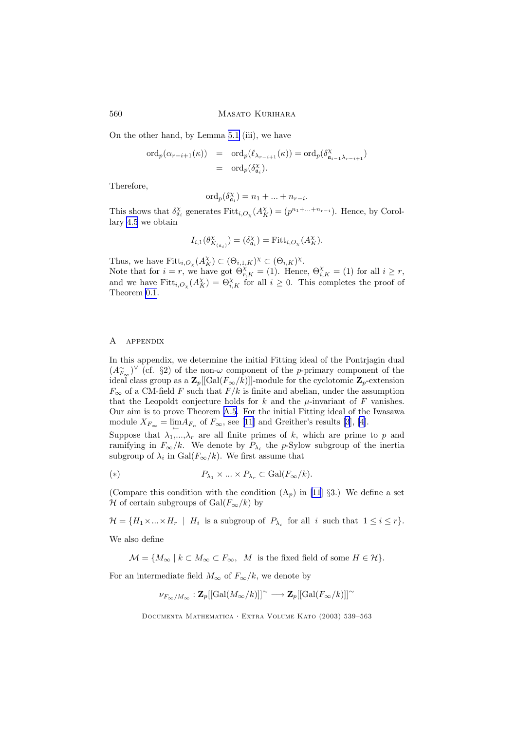On the other hand, by Lemma 5.1 (iii), we have

$$\begin{aligned}
\mathrm{ord}_p(\alpha_{r-i+1}(\kappa)) &= \mathrm{ord}_p(\ell_{\lambda_{r-i+1}}(\kappa)) = \mathrm{ord}_p(\delta^{\chi}_{\mathfrak{a}_{i-1}\lambda_{r-i+1}}) \\
&= \mathrm{ord}_p(\delta^{\chi}_{\mathfrak{a}_i}).
\end{aligned}$$

Therefore,

$$\mathrm{ord}_p(\delta^{\chi}_{\mathfrak{a}_i}) = n_1 + ... + n_{r-i}.$$

This shows that $\delta^{\chi}_{\mathfrak{a}_i}$ generates $\mathrm{Fitt}_{i,O_\chi}(A^{\chi}_K) = (p^{n_1+...+n_{r-i}})$. Hence, by Corollary 4.5 we obtain

$$I_{i,1}(\theta^{\chi}_{K_{(\mathfrak{a}_i)}}) = (\delta^{\chi}_{\mathfrak{a}_i}) = \mathrm{Fitt}_{i,O_\chi}(A^{\chi}_K).$$

Thus, we have $\mathrm{Fitt}_{i,O_\chi}(A^{\chi}_K) \subset (\Theta_{i,1,K})^{\chi} \subset (\Theta_{i,K})^{\chi}$.
Note that for $i = r$, we have got $\Theta^{\chi}_{r,K} = (1)$. Hence, $\Theta^{\chi}_{i,K} = (1)$ for all $i \geq r$, and we have $\mathrm{Fitt}_{i,O_\chi}(A^{\chi}_K) = \Theta^{\chi}_{i,K}$ for all $i \geq 0$. This completes the proof of Theorem 0.1.

# A Appendix

In this appendix, we determine the initial Fitting ideal of the Pontrjagin dual $(A^{\sim}_{F_\infty})^{\vee}$ (cf. §2) of the non-$\omega$ component of the $p$-primary component of the ideal class group as a $\mathbf{Z}_p[[\mathrm{Gal}(F_\infty/k)]]$-module for the cyclotomic $\mathbf{Z}_p$-extension $F_\infty$ of a CM-field $F$ such that $F/k$ is finite and abelian, under the assumption that the Leopoldt conjecture holds for $k$ and the $\mu$-invariant of $F$ vanishes. Our aim is to prove Theorem A.5. For the initial Fitting ideal of the Iwasawa module $X_{F_\infty} = \varprojlim A_{F_n}$ of $F_\infty$, see [11] and Greither's results [3], [4].

Suppose that $\lambda_1,...,\lambda_r$ are all finite primes of $k$, which are prime to $p$ and ramifying in $F_\infty/k$. We denote by $P_{\lambda_i}$ the $p$-Sylow subgroup of the inertia subgroup of $\lambda_i$ in $\mathrm{Gal}(F_\infty/k)$. We first assume that

$$(*) \qquad\qquad P_{\lambda_1} \times ... \times P_{\lambda_r} \subset \mathrm{Gal}(F_\infty/k).$$

(Compare this condition with the condition $(\mathrm{A}_p)$ in [11] §3.) We define a set $\mathcal{H}$ of certain subgroups of $\mathrm{Gal}(F_\infty/k)$ by

$$\mathcal{H} = \{H_1 \times ... \times H_r \mid H_i \text{ is a subgroup of } P_{\lambda_i} \text{ for all } i \text{ such that } 1 \leq i \leq r\}.$$

We also define

$$\mathcal{M} = \{M_\infty \mid k \subset M_\infty \subset F_\infty,\ M \text{ is the fixed field of some } H \in \mathcal{H}\}.$$

For an intermediate field $M_\infty$ of $F_\infty/k$, we denote by

$$\nu_{F_\infty/M_\infty} : \mathbf{Z}_p[[\mathrm{Gal}(M_\infty/k)]]^{\sim} \longrightarrow \mathbf{Z}_p[[\mathrm{Gal}(F_\infty/k)]]^{\sim}$$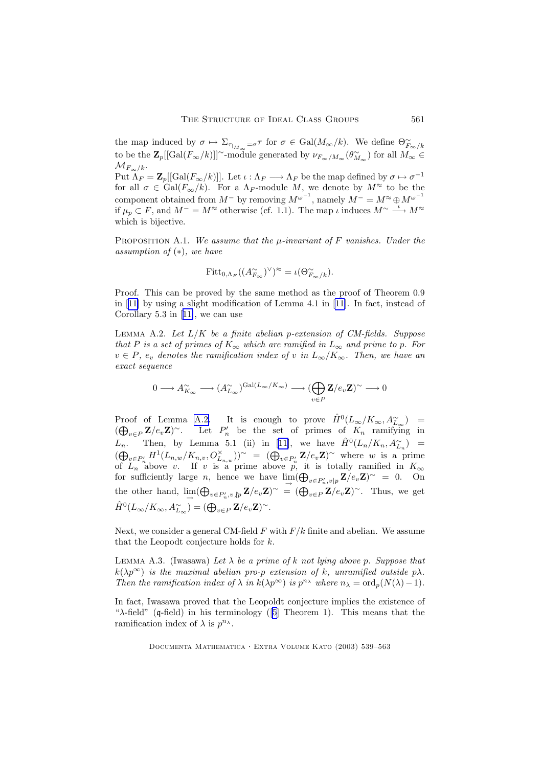the map induced by $\sigma \mapsto \Sigma_{\tau_{|M_\infty}=\sigma}\tau$ for $\sigma \in \mathrm{Gal}(M_\infty/k)$. We define $\Theta^{\sim}_{F_\infty/k}$ to be the $\mathbf{Z}_p[[\mathrm{Gal}(F_\infty/k)]]^{\sim}$-module generated by $\nu_{F_\infty/M_\infty}(\theta^{\sim}_{M_\infty})$ for all $M_\infty \in \mathcal{M}_{F_\infty/k}$.

Put $\Lambda_F = \mathbf{Z}_p[[\mathrm{Gal}(F_\infty/k)]]$. Let $\iota : \Lambda_F \longrightarrow \Lambda_F$ be the map defined by $\sigma \mapsto \sigma^{-1}$ for all $\sigma \in \mathrm{Gal}(F_\infty/k)$. For a $\Lambda_F$-module $M$, we denote by $M^{\approx}$ to be the component obtained from $M^-$ by removing $M^{\omega^{-1}}$, namely $M^- = M^{\approx} \oplus M^{\omega^{-1}}$ if $\mu_p \subset F$, and $M^- = M^{\approx}$ otherwise (cf. 1.1). The map $\iota$ induces $M^{\sim} \overset{\iota}{\longrightarrow} M^{\approx}$ which is bijective.

Proposition A.1. *We assume that the $\mu$-invariant of $F$ vanishes. Under the assumption of $(*)$, we have*

$$\mathrm{Fitt}_{0,\Lambda_F}((A^{\sim}_{F_\infty})^{\vee})^{\approx} = \iota(\Theta^{\sim}_{F_\infty/k}).$$

Proof. This can be proved by the same method as the proof of Theorem 0.9 in [11] by using a slight modification of Lemma 4.1 in [11]. In fact, instead of Corollary 5.3 in [11], we can use

Lemma A.2. *Let $L/K$ be a finite abelian $p$-extension of CM-fields. Suppose that $P$ is a set of primes of $K_\infty$ which are ramified in $L_\infty$ and prime to $p$. For $v \in P$, $e_v$ denotes the ramification index of $v$ in $L_\infty/K_\infty$. Then, we have an exact sequence*

$$0 \longrightarrow A^{\sim}_{K_\infty} \longrightarrow (A^{\sim}_{L_\infty})^{\mathrm{Gal}(L_\infty/K_\infty)} \longrightarrow (\bigoplus_{v\in P} \mathbf{Z}/e_v\mathbf{Z})^{\sim} \longrightarrow 0$$

Proof of Lemma A.2. It is enough to prove $\hat{H}^0(L_\infty/K_\infty, A^{\sim}_{L_\infty}) = (\bigoplus_{v\in P} \mathbf{Z}/e_v\mathbf{Z})^{\sim}$. Let $P'_n$ be the set of primes of $K_n$ ramifying in $L_n$. Then, by Lemma 5.1 (ii) in [11], we have $\hat{H}^0(L_n/K_n, A^{\sim}_{L_n}) = (\bigoplus_{v\in P'_n} H^1(L_{n,w}/K_{n,v}, O^{\times}_{L_{n,w}}))^{\sim} = (\bigoplus_{v\in P'_n} \mathbf{Z}/e_v\mathbf{Z})^{\sim}$ where $w$ is a prime of $L_n$ above $v$. If $v$ is a prime above $p$, it is totally ramified in $K_\infty$ for sufficiently large $n$, hence we have $\varinjlim(\bigoplus_{v\in P'_n, v|p} \mathbf{Z}/e_v\mathbf{Z})^{\sim} = 0$. On the other hand, $\varinjlim(\bigoplus_{v\in P'_n, v\nmid p} \mathbf{Z}/e_v\mathbf{Z})^{\sim} = (\bigoplus_{v\in P} \mathbf{Z}/e_v\mathbf{Z})^{\sim}$. Thus, we get $\hat{H}^0(L_\infty/K_\infty, A^{\sim}_{L_\infty}) = (\bigoplus_{v\in P} \mathbf{Z}/e_v\mathbf{Z})^{\sim}$.

Next, we consider a general CM-field $F$ with $F/k$ finite and abelian. We assume that the Leopodt conjecture holds for $k$.

Lemma A.3. (Iwasawa) *Let $\lambda$ be a prime of $k$ not lying above $p$. Suppose that $k(\lambda p^\infty)$ is the maximal abelian pro-$p$ extension of $k$, unramified outside $p\lambda$. Then the ramification index of $\lambda$ in $k(\lambda p^\infty)$ is $p^{n_\lambda}$ where $n_\lambda = \mathrm{ord}_p(N(\lambda) - 1)$.*

In fact, Iwasawa proved that the Leopoldt conjecture implies the existence of "$\lambda$-field" ($\mathfrak{q}$-field) in his terminology ([5] Theorem 1). This means that the ramification index of $\lambda$ is $p^{n_\lambda}$.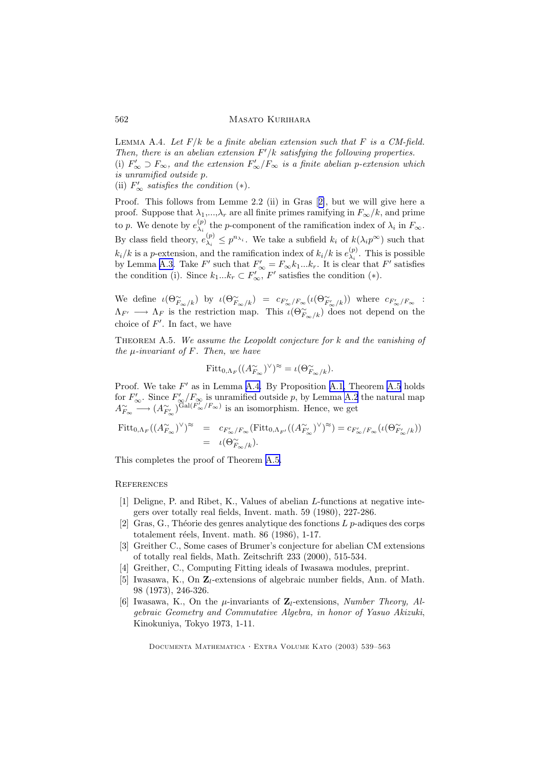Lemma A.4. *Let $F/k$ be a finite abelian extension such that $F$ is a CM-field. Then, there is an abelian extension $F'/k$ satisfying the following properties.*
(i) *$F'_\infty \supset F_\infty$, and the extension $F'_\infty/F_\infty$ is a finite abelian $p$-extension which is unramified outside $p$.*
(ii) *$F'_\infty$ satisfies the condition $(*)$.*

Proof. This follows from Lemme 2.2 (ii) in Gras [2], but we will give here a proof. Suppose that $\lambda_1,...,\lambda_r$ are all finite primes ramifying in $F_\infty/k$, and prime to $p$. We denote by $e^{(p)}_{\lambda_i}$ the $p$-component of the ramification index of $\lambda_i$ in $F_\infty$. By class field theory, $e^{(p)}_{\lambda_i} \leq p^{n_{\lambda_i}}$. We take a subfield $k_i$ of $k(\lambda_i p^\infty)$ such that $k_i/k$ is a $p$-extension, and the ramification index of $k_i/k$ is $e^{(p)}_{\lambda_i}$. This is possible by Lemma A.3. Take $F'$ such that $F'_\infty = F_\infty k_1...k_r$. It is clear that $F'$ satisfies the condition (i). Since $k_1...k_r \subset F'_\infty$, $F'$ satisfies the condition $(*)$.

We define $\iota(\Theta^{\sim}_{F_\infty/k})$ by $\iota(\Theta^{\sim}_{F_\infty/k}) = c_{F'_\infty/F_\infty}(\iota(\Theta^{\sim}_{F'_\infty/k}))$ where $c_{F'_\infty/F_\infty} : \Lambda_{F'} \longrightarrow \Lambda_F$ is the restriction map. This $\iota(\Theta^{\sim}_{F_\infty/k})$ does not depend on the choice of $F'$. In fact, we have

Theorem A.5. *We assume the Leopoldt conjecture for $k$ and the vanishing of the $\mu$-invariant of $F$. Then, we have*

$$\mathrm{Fitt}_{0,\Lambda_F}((A^{\sim}_{F_\infty})^{\vee})^{\approx} = \iota(\Theta^{\sim}_{F_\infty/k}).$$

Proof. We take $F'$ as in Lemma A.4. By Proposition A.1, Theorem A.5 holds for $F'_\infty$. Since $F'_\infty/F_\infty$ is unramified outside $p$, by Lemma A.2 the natural map $A^{\sim}_{F_\infty} \longrightarrow (A^{\sim}_{F'_\infty})^{\mathrm{Gal}(F'_\infty/F_\infty)}$ is an isomorphism. Hence, we get

$$\begin{aligned}
\mathrm{Fitt}_{0,\Lambda_F}((A^{\sim}_{F_\infty})^{\vee})^{\approx} &= c_{F'_\infty/F_\infty}(\mathrm{Fitt}_{0,\Lambda_{F'}}((A^{\sim}_{F'_\infty})^{\vee})^{\approx}) = c_{F'_\infty/F_\infty}(\iota(\Theta^{\sim}_{F'_\infty/k})) \\
&= \iota(\Theta^{\sim}_{F_\infty/k}).
\end{aligned}$$

This completes the proof of Theorem A.5.

## References

[1] Deligne, P. and Ribet, K., Values of abelian $L$-functions at negative integers over totally real fields, Invent. math. 59 (1980), 227-286.

[2] Gras, G., Théorie des genres analytique des fonctions $L$ $p$-adiques des corps totalement réels, Invent. math. 86 (1986), 1-17.

[3] Greither C., Some cases of Brumer's conjecture for abelian CM extensions of totally real fields, Math. Zeitschrift 233 (2000), 515-534.

[4] Greither, C., Computing Fitting ideals of Iwasawa modules, preprint.

[5] Iwasawa, K., On $\mathbf{Z}_l$-extensions of algebraic number fields, Ann. of Math. 98 (1973), 246-326.

[6] Iwasawa, K., On the $\mu$-invariants of $\mathbf{Z}_l$-extensions, *Number Theory, Algebraic Geometry and Commutative Algebra, in honor of Yasuo Akizuki*, Kinokuniya, Tokyo 1973, 1-11.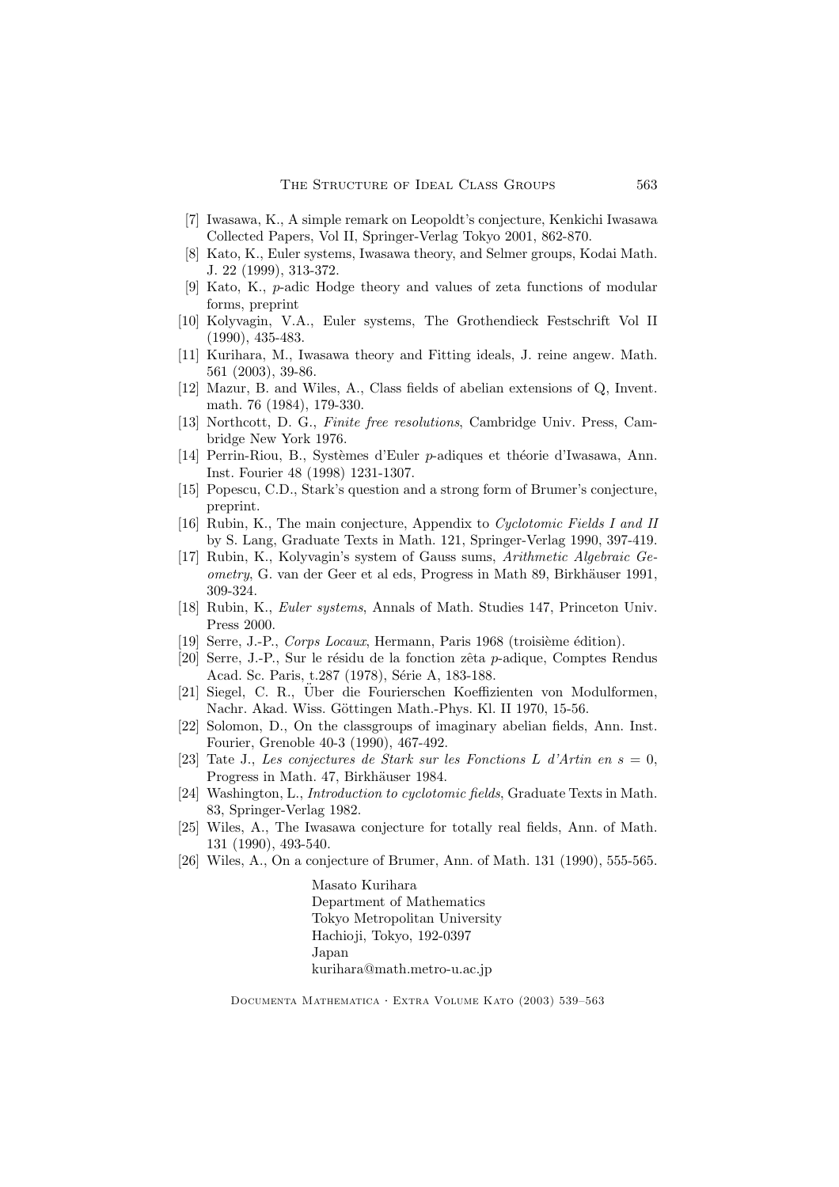[7] Iwasawa, K., A simple remark on Leopoldt's conjecture, Kenkichi Iwasawa Collected Papers, Vol II, Springer-Verlagt Tokyo 2001, 862-870.

[8] Kato, K., Euler systems, Iwasawa theory, and Selmer groups, Kodai Math. J. 22 (1999), 313-372.

[9] Kato, K., $p$-adic Hodge theory and values of zeta functions of modular forms, preprint

[10] Kolyvagin, V.A., Euler systems, The Grothendieck Festschrift Vol II (1990), 435-483.

[11] Kurihara, M., Iwasawa theory and Fitting ideals, J. reine angew. Math. 561 (2003), 39-86.

[12] Mazur, B. and Wiles, A., Class fields of abelian extensions of Q, Invent. math. 76 (1984), 179-330.

[13] Northcott, D. G., *Finite free resolutions*, Cambridge Univ. Press, Cambridge New York 1976.

[14] Perrin-Riou, B., Systèmes d'Euler $p$-adiques et théorie d'Iwasawa, Ann. Inst. Fourier 48 (1998) 1231-1307.

[15] Popescu, C.D., Stark's question and a strong form of Brumer's conjecture, preprint.

[16] Rubin, K., The main conjecture, Appendix to *Cyclotomic Fields I and II* by S. Lang, Graduate Texts in Math. 121, Springer-Verlag 1990, 397-419.

[17] Rubin, K., Kolyvagin's system of Gauss sums, *Arithmetic Algebraic Geometry*, G. van der Geer et al eds, Progress in Math 89, Birkhäuser 1991, 309-324.

[18] Rubin, K., *Euler systems*, Annals of Math. Studies 147, Princeton Univ. Press 2000.

[19] Serre, J.-P., *Corps Locaux*, Hermann, Paris 1968 (troisième édition).

[20] Serre, J.-P., Sur le résidu de la fonction zêta $p$-adique, Comptes Rendus Acad. Sc. Paris, t.287 (1978), Série A, 183-188.

[21] Siegel, C. R., Über die Fourierschen Koeffizienten von Modulformen, Nachr. Akad. Wiss. Göttingen Math.-Phys. Kl. II 1970, 15-56.

[22] Solomon, D., On the classgroups of imaginary abelian fields, Ann. Inst. Fourier, Grenoble 40-3 (1990), 467-492.

[23] Tate J., *Les conjectures de Stark sur les Fonctions L d'Artin en s = 0*, Progress in Math. 47, Birkhäuser 1984.

[24] Washington, L., *Introduction to cyclotomic fields*, Graduate Texts in Math. 83, Springer-Verlag 1982.

[25] Wiles, A., The Iwasawa conjecture for totally real fields, Ann. of Math. 131 (1990), 493-540.

[26] Wiles, A., On a conjecture of Brumer, Ann. of Math. 131 (1990), 555-565.

Masato Kurihara
Department of Mathematics
Tokyo Metropolitan University
Hachioji, Tokyo, 192-0397
Japan
kurihara@math.metro-u.ac.jp